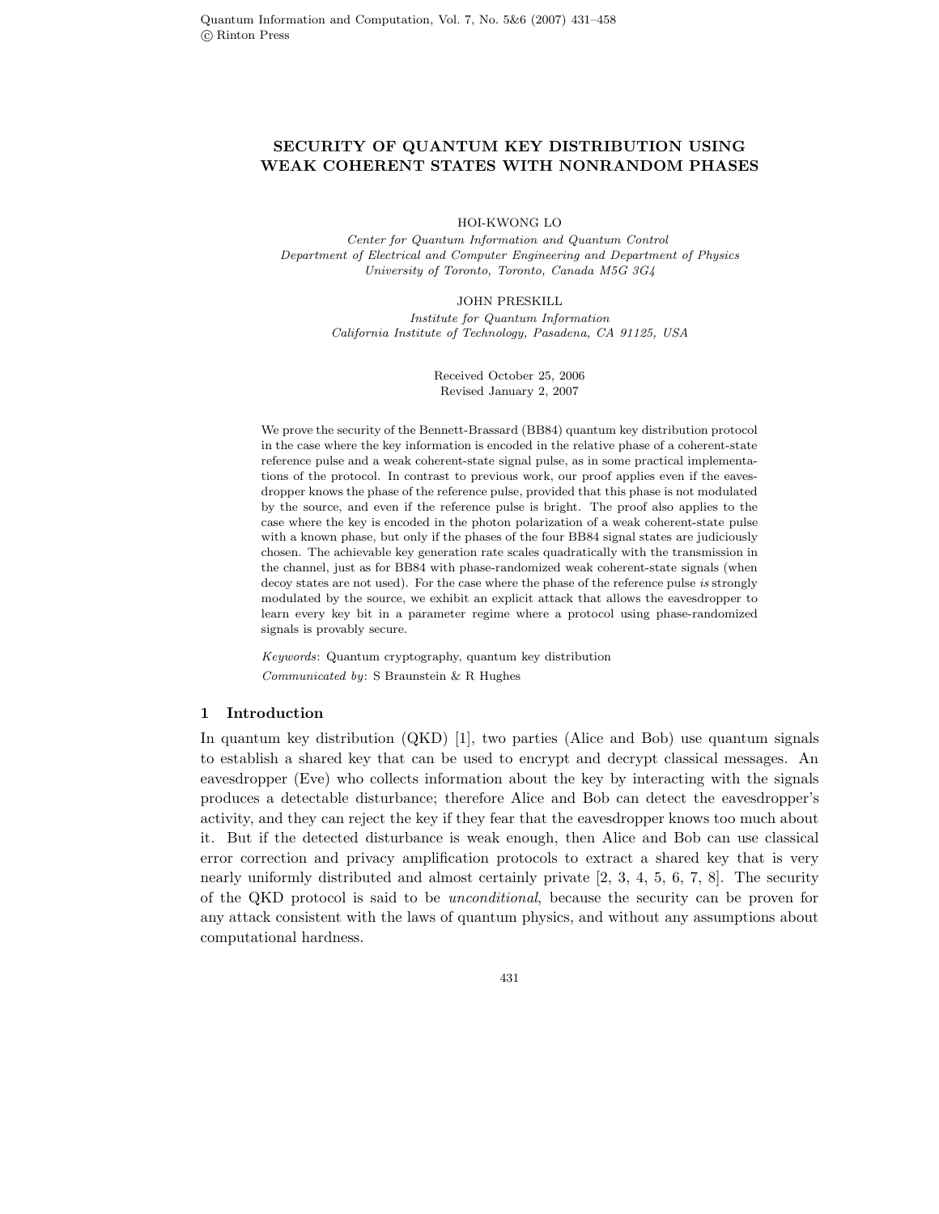# SECURITY OF QUANTUM KEY DISTRIBUTION USING WEAK COHERENT STATES WITH NONRANDOM PHASES

HOI-KWONG LO

*Center for Quantum Information and Quantum Control*
*Department of Electrical and Computer Engineering and Department of Physics*
*University of Toronto, Toronto, Canada M5G 3G4*

JOHN PRESKILL

*Institute for Quantum Information*
*California Institute of Technology, Pasadena, CA 91125, USA*

Received October 25, 2006
Revised January 2, 2007

We prove the security of the Bennett-Brassard (BB84) quantum key distribution protocol in the case where the key information is encoded in the relative phase of a coherent-state reference pulse and a weak coherent-state signal pulse, as in some practical implementations of the protocol. In contrast to previous work, our proof applies even if the eavesdropper knows the phase of the reference pulse, provided that this phase is not modulated by the source, and even if the reference pulse is bright. The proof also applies to the case where the key is encoded in the photon polarization of a weak coherent-state pulse with a known phase, but only if the phases of the four BB84 signal states are judiciously chosen. The achievable key generation rate scales quadratically with the transmission in the channel, just as for BB84 with phase-randomized weak coherent-state signals (when decoy states are not used). For the case where the phase of the reference pulse *is* strongly modulated by the source, we exhibit an explicit attack that allows the eavesdropper to learn every key bit in a parameter regime where a protocol using phase-randomized signals is provably secure.

*Keywords*: Quantum cryptography, quantum key distribution

*Communicated by*: S Braunstein & R Hughes

## 1 Introduction

In quantum key distribution (QKD) [1], two parties (Alice and Bob) use quantum signals to establish a shared key that can be used to encrypt and decrypt classical messages. An eavesdropper (Eve) who collects information about the key by interacting with the signals produces a detectable disturbance; therefore Alice and Bob can detect the eavesdropper's activity, and they can reject the key if they fear that the eavesdropper knows too much about it. But if the detected disturbance is weak enough, then Alice and Bob can use classical error correction and privacy amplification protocols to extract a shared key that is very nearly uniformly distributed and almost certainly private [2, 3, 4, 5, 6, 7, 8]. The security of the QKD protocol is said to be *unconditional*, because the security can be proven for any attack consistent with the laws of quantum physics, and without any assumptions about computational hardness.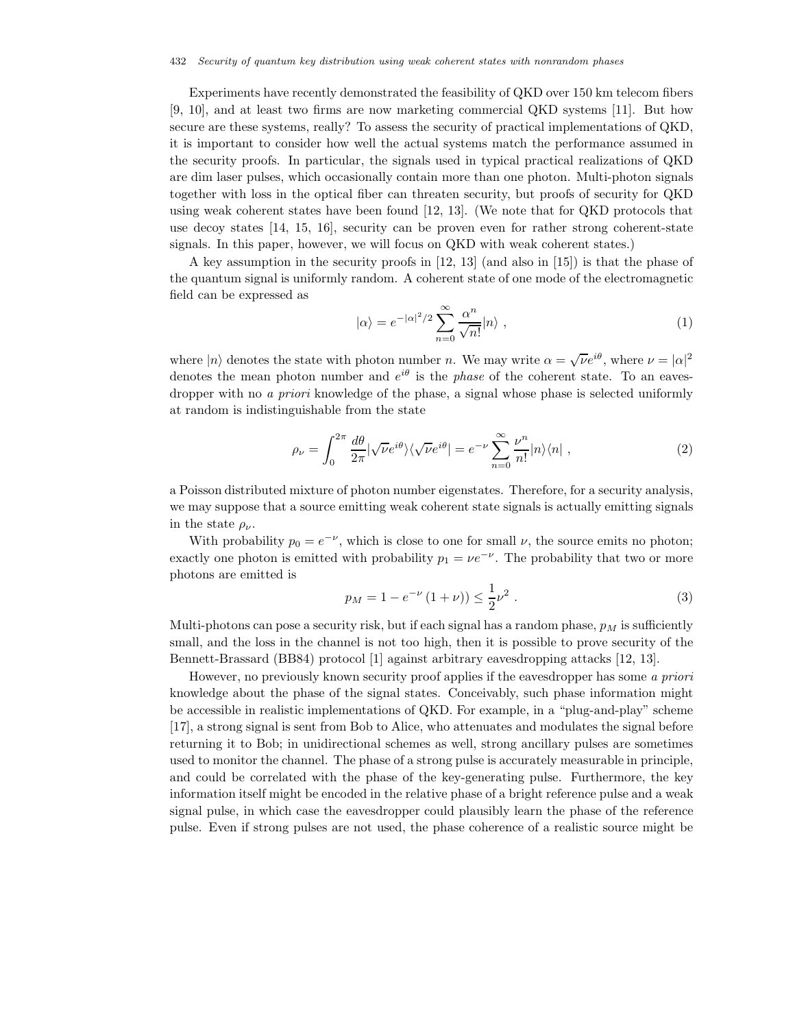Experiments have recently demonstrated the feasibility of QKD over 150 km telecom fibers [9, 10], and at least two firms are now marketing commercial QKD systems [11]. But how secure are these systems, really? To assess the security of practical implementations of QKD, it is important to consider how well the actual systems match the performance assumed in the security proofs. In particular, the signals used in typical practical realizations of QKD are dim laser pulses, which occasionally contain more than one photon. Multi-photon signals together with loss in the optical fiber can threaten security, but proofs of security for QKD using weak coherent states have been found [12, 13]. (We note that for QKD protocols that use decoy states [14, 15, 16], security can be proven even for rather strong coherent-state signals. In this paper, however, we will focus on QKD with weak coherent states.)

A key assumption in the security proofs in [12, 13] (and also in [15]) is that the phase of the quantum signal is uniformly random. A coherent state of one mode of the electromagnetic field can be expressed as

$$|\alpha\rangle = e^{-|\alpha|^2/2} \sum_{n=0}^{\infty} \frac{\alpha^n}{\sqrt{n!}} |n\rangle \ , \tag{1}$$

where $|n\rangle$ denotes the state with photon number $n$. We may write $\alpha = \sqrt{\nu} e^{i\theta}$, where $\nu = |\alpha|^2$ denotes the mean photon number and $e^{i\theta}$ is the *phase* of the coherent state. To an eavesdropper with no *a priori* knowledge of the phase, a signal whose phase is selected uniformly at random is indistinguishable from the state

$$\rho_\nu = \int_0^{2\pi} \frac{d\theta}{2\pi} |\sqrt{\nu} e^{i\theta}\rangle\langle\sqrt{\nu} e^{i\theta}| = e^{-\nu} \sum_{n=0}^{\infty} \frac{\nu^n}{n!} |n\rangle\langle n| \ , \tag{2}$$

a Poisson distributed mixture of photon number eigenstates. Therefore, for a security analysis, we may suppose that a source emitting weak coherent state signals is actually emitting signals in the state $\rho_\nu$.

With probability $p_0 = e^{-\nu}$, which is close to one for small $\nu$, the source emits no photon; exactly one photon is emitted with probability $p_1 = \nu e^{-\nu}$. The probability that two or more photons are emitted is

$$p_M = 1 - e^{-\nu} \left(1 + \nu\right)) \leq \frac{1}{2}\nu^2 \ . \tag{3}$$

Multi-photons can pose a security risk, but if each signal has a random phase, $p_M$ is sufficiently small, and the loss in the channel is not too high, then it is possible to prove security of the Bennett-Brassard (BB84) protocol [1] against arbitrary eavesdropping attacks [12, 13].

However, no previously known security proof applies if the eavesdropper has some *a priori* knowledge about the phase of the signal states. Conceivably, such phase information might be accessible in realistic implementations of QKD. For example, in a "plug-and-play" scheme [17], a strong signal is sent from Bob to Alice, who attenuates and modulates the signal before returning it to Bob; in unidirectional schemes as well, strong ancillary pulses are sometimes used to monitor the channel. The phase of a strong pulse is accurately measurable in principle, and could be correlated with the phase of the key-generating pulse. Furthermore, the key information itself might be encoded in the relative phase of a bright reference pulse and a weak signal pulse, in which case the eavesdropper could plausibly learn the phase of the reference pulse. Even if strong pulses are not used, the phase coherence of a realistic source might be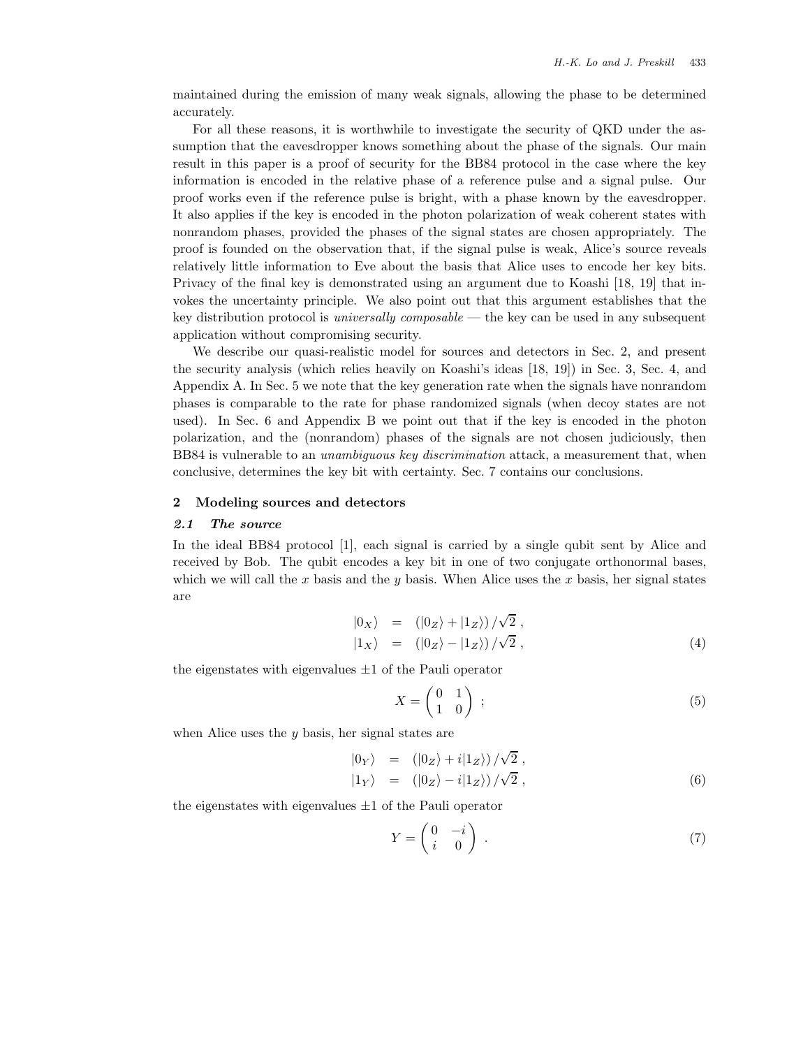maintained during the emission of many weak signals, allowing the phase to be determined accurately.

For all these reasons, it is worthwhile to investigate the security of QKD under the assumption that the eavesdropper knows something about the phase of the signals. Our main result in this paper is a proof of security for the BB84 protocol in the case where the key information is encoded in the relative phase of a reference pulse and a signal pulse. Our proof works even if the reference pulse is bright, with a phase known by the eavesdropper. It also applies if the key is encoded in the photon polarization of weak coherent states with nonrandom phases, provided the phases of the signal states are chosen appropriately. The proof is founded on the observation that, if the signal pulse is weak, Alice's source reveals relatively little information to Eve about the basis that Alice uses to encode her key bits. Privacy of the final key is demonstrated using an argument due to Koashi [18, 19] that invokes the uncertainty principle. We also point out that this argument establishes that the key distribution protocol is *universally composable* — the key can be used in any subsequent application without compromising security.

We describe our quasi-realistic model for sources and detectors in Sec. 2, and present the security analysis (which relies heavily on Koashi's ideas [18, 19]) in Sec. 3, Sec. 4, and Appendix A. In Sec. 5 we note that the key generation rate when the signals have nonrandom phases is comparable to the rate for phase randomized signals (when decoy states are not used). In Sec. 6 and Appendix B we point out that if the key is encoded in the photon polarization, and the (nonrandom) phases of the signals are not chosen judiciously, then BB84 is vulnerable to an *unambiguous key discrimination* attack, a measurement that, when conclusive, determines the key bit with certainty. Sec. 7 contains our conclusions.

## 2 Modeling sources and detectors

### 2.1 The source

In the ideal BB84 protocol [1], each signal is carried by a single qubit sent by Alice and received by Bob. The qubit encodes a key bit in one of two conjugate orthonormal bases, which we will call the $x$ basis and the $y$ basis. When Alice uses the $x$ basis, her signal states are

$$
\begin{aligned}
|0_X\rangle &= \left(|0_Z\rangle + |1_Z\rangle\right)/\sqrt{2} \, , \\
|1_X\rangle &= \left(|0_Z\rangle - |1_Z\rangle\right)/\sqrt{2} \, ,
\end{aligned}
\tag{4}
$$

the eigenstates with eigenvalues $\pm 1$ of the Pauli operator

$$
X = \begin{pmatrix} 0 & 1 \\ 1 & 0 \end{pmatrix} \; ; \tag{5}
$$

when Alice uses the $y$ basis, her signal states are

$$
\begin{aligned}
|0_Y\rangle &= \left(|0_Z\rangle + i|1_Z\rangle\right)/\sqrt{2} \, , \\
|1_Y\rangle &= \left(|0_Z\rangle - i|1_Z\rangle\right)/\sqrt{2} \, ,
\end{aligned}
\tag{6}
$$

the eigenstates with eigenvalues $\pm 1$ of the Pauli operator

$$
Y = \begin{pmatrix} 0 & -i \\ i & 0 \end{pmatrix} \; . \tag{7}
$$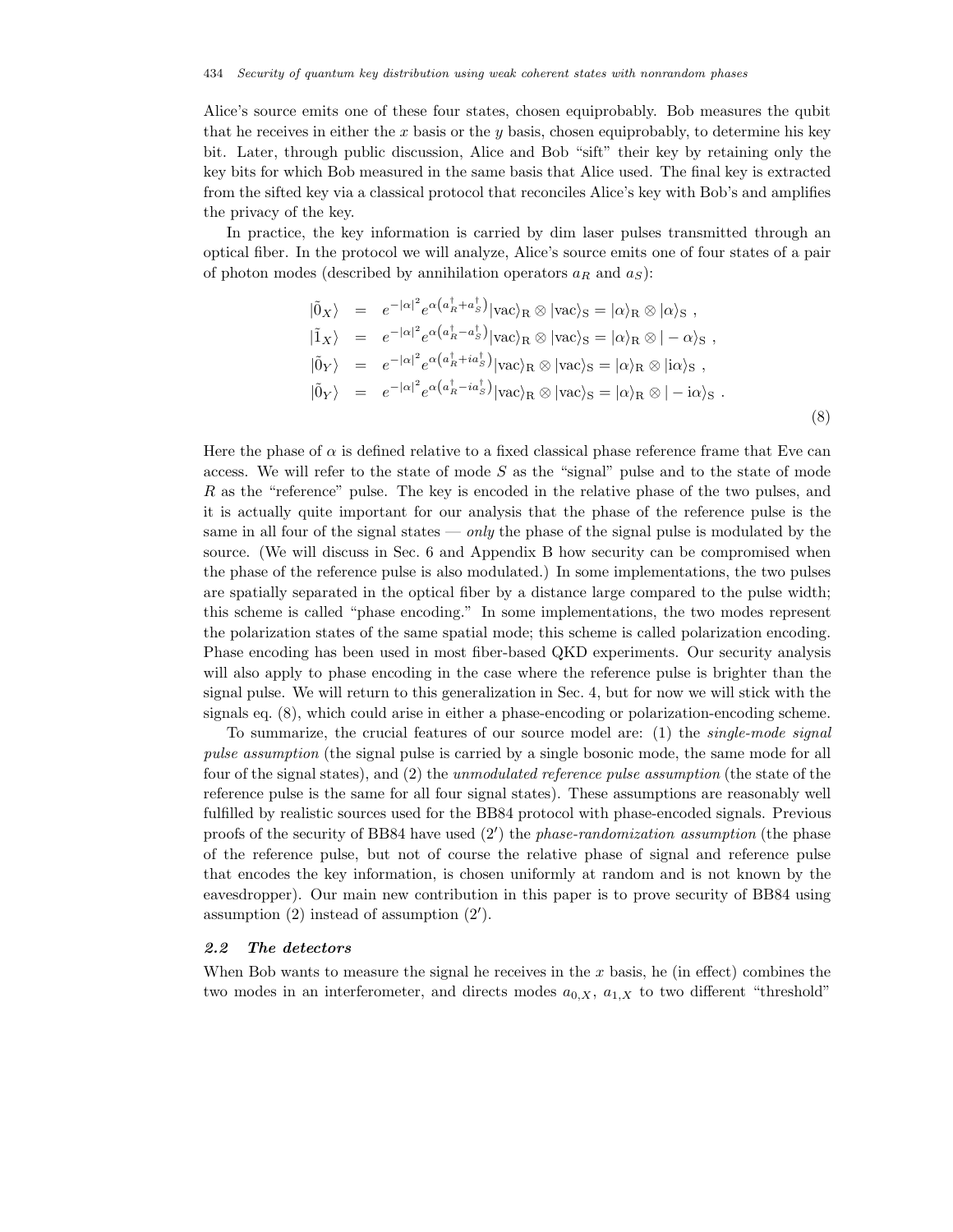Alice's source emits one of these four states, chosen equiprobably. Bob measures the qubit that he receives in either the $x$ basis or the $y$ basis, chosen equiprobably, to determine his key bit. Later, through public discussion, Alice and Bob "sift" their key by retaining only the key bits for which Bob measured in the same basis that Alice used. The final key is extracted from the sifted key via a classical protocol that reconciles Alice's key with Bob's and amplifies the privacy of the key.

In practice, the key information is carried by dim laser pulses transmitted through an optical fiber. In the protocol we will analyze, Alice's source emits one of four states of a pair of photon modes (described by annihilation operators $a_R$ and $a_S$):

$$
\begin{aligned}
|\tilde{0}_X\rangle &= e^{-|\alpha|^2} e^{\alpha\left(a_R^\dagger + a_S^\dagger\right)} |\text{vac}\rangle_\text{R} \otimes |\text{vac}\rangle_\text{S} = |\alpha\rangle_\text{R} \otimes |\alpha\rangle_\text{S} \ , \\
|\tilde{1}_X\rangle &= e^{-|\alpha|^2} e^{\alpha\left(a_R^\dagger - a_S^\dagger\right)} |\text{vac}\rangle_\text{R} \otimes |\text{vac}\rangle_\text{S} = |\alpha\rangle_\text{R} \otimes |-\alpha\rangle_\text{S} \ , \\
|\tilde{0}_Y\rangle &= e^{-|\alpha|^2} e^{\alpha\left(a_R^\dagger + i a_S^\dagger\right)} |\text{vac}\rangle_\text{R} \otimes |\text{vac}\rangle_\text{S} = |\alpha\rangle_\text{R} \otimes |\text{i}\alpha\rangle_\text{S} \ , \\
|\tilde{0}_Y\rangle &= e^{-|\alpha|^2} e^{\alpha\left(a_R^\dagger - i a_S^\dagger\right)} |\text{vac}\rangle_\text{R} \otimes |\text{vac}\rangle_\text{S} = |\alpha\rangle_\text{R} \otimes |-\text{i}\alpha\rangle_\text{S} \ .
\end{aligned}
\tag{8}
$$

Here the phase of $\alpha$ is defined relative to a fixed classical phase reference frame that Eve can access. We will refer to the state of mode $S$ as the "signal" pulse and to the state of mode $R$ as the "reference" pulse. The key is encoded in the relative phase of the two pulses, and it is actually quite important for our analysis that the phase of the reference pulse is the same in all four of the signal states — *only* the phase of the signal pulse is modulated by the source. (We will discuss in Sec. 6 and Appendix B how security can be compromised when the phase of the reference pulse is also modulated.) In some implementations, the two pulses are spatially separated in the optical fiber by a distance large compared to the pulse width; this scheme is called "phase encoding." In some implementations, the two modes represent the polarization states of the same spatial mode; this scheme is called polarization encoding. Phase encoding has been used in most fiber-based QKD experiments. Our security analysis will also apply to phase encoding in the case where the reference pulse is brighter than the signal pulse. We will return to this generalization in Sec. 4, but for now we will stick with the signals eq. (8), which could arise in either a phase-encoding or polarization-encoding scheme.

To summarize, the crucial features of our source model are: (1) the *single-mode signal pulse assumption* (the signal pulse is carried by a single bosonic mode, the same mode for all four of the signal states), and (2) the *unmodulated reference pulse assumption* (the state of the reference pulse is the same for all four signal states). These assumptions are reasonably well fulfilled by realistic sources used for the BB84 protocol with phase-encoded signals. Previous proofs of the security of BB84 have used (2′) the *phase-randomization assumption* (the phase of the reference pulse, but not of course the relative phase of signal and reference pulse that encodes the key information, is chosen uniformly at random and is not known by the eavesdropper). Our main new contribution in this paper is to prove security of BB84 using assumption (2) instead of assumption (2′).

### *2.2 The detectors*

When Bob wants to measure the signal he receives in the $x$ basis, he (in effect) combines the two modes in an interferometer, and directs modes $a_{0,X}$, $a_{1,X}$ to two different "threshold"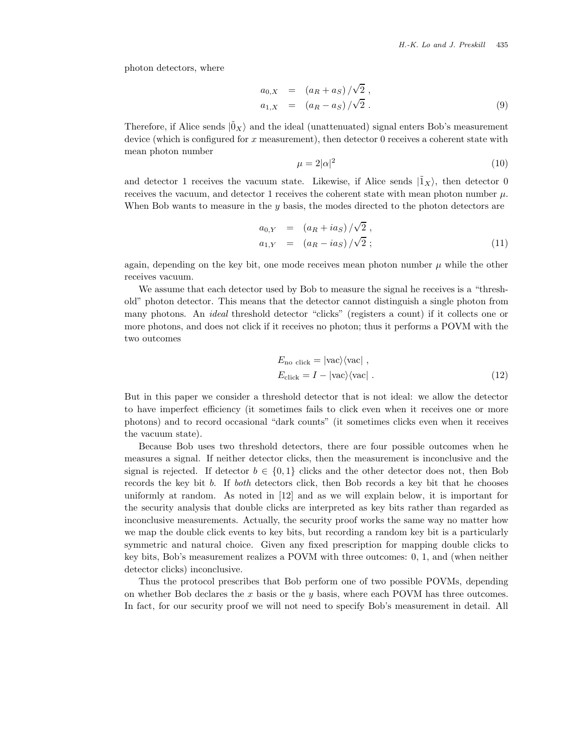photon detectors, where

$$
\begin{aligned}
a_{0,X} &= (a_R + a_S)/\sqrt{2} \;, \\
a_{1,X} &= (a_R - a_S)/\sqrt{2} \;.
\end{aligned} \tag{9}
$$

Therefore, if Alice sends $|\tilde{0}_X\rangle$ and the ideal (unattenuated) signal enters Bob's measurement device (which is configured for $x$ measurement), then detector 0 receives a coherent state with mean photon number

$$
\mu = 2|\alpha|^2 \tag{10}
$$

and detector 1 receives the vacuum state. Likewise, if Alice sends $|\tilde{1}_X\rangle$, then detector 0 receives the vacuum, and detector 1 receives the coherent state with mean photon number $\mu$. When Bob wants to measure in the $y$ basis, the modes directed to the photon detectors are

$$
\begin{aligned}
a_{0,Y} &= (a_R + i a_S)/\sqrt{2} \;, \\
a_{1,Y} &= (a_R - i a_S)/\sqrt{2} \;;
\end{aligned} \tag{11}
$$

again, depending on the key bit, one mode receives mean photon number $\mu$ while the other receives vacuum.

We assume that each detector used by Bob to measure the signal he receives is a "threshold" photon detector. This means that the detector cannot distinguish a single photon from many photons. An *ideal* threshold detector "clicks" (registers a count) if it collects one or more photons, and does not click if it receives no photon; thus it performs a POVM with the two outcomes

$$
\begin{aligned}
&E_{\text{no click}} = |\text{vac}\rangle\langle\text{vac}| \;, \\
&E_{\text{click}} = I - |\text{vac}\rangle\langle\text{vac}| \;.
\end{aligned} \tag{12}
$$

But in this paper we consider a threshold detector that is not ideal: we allow the detector to have imperfect efficiency (it sometimes fails to click even when it receives one or more photons) and to record occasional "dark counts" (it sometimes clicks even when it receives the vacuum state).

Because Bob uses two threshold detectors, there are four possible outcomes when he measures a signal. If neither detector clicks, then the measurement is inconclusive and the signal is rejected. If detector $b \in \{0, 1\}$ clicks and the other detector does not, then Bob records the key bit $b$. If *both* detectors click, then Bob records a key bit that he chooses uniformly at random. As noted in [12] and as we will explain below, it is important for the security analysis that double clicks are interpreted as key bits rather than regarded as inconclusive measurements. Actually, the security proof works the same way no matter how we map the double click events to key bits, but recording a random key bit is a particularly symmetric and natural choice. Given any fixed prescription for mapping double clicks to key bits, Bob's measurement realizes a POVM with three outcomes: 0, 1, and (when neither detector clicks) inconclusive.

Thus the protocol prescribes that Bob perform one of two possible POVMs, depending on whether Bob declares the $x$ basis or the $y$ basis, where each POVM has three outcomes. In fact, for our security proof we will not need to specify Bob's measurement in detail. All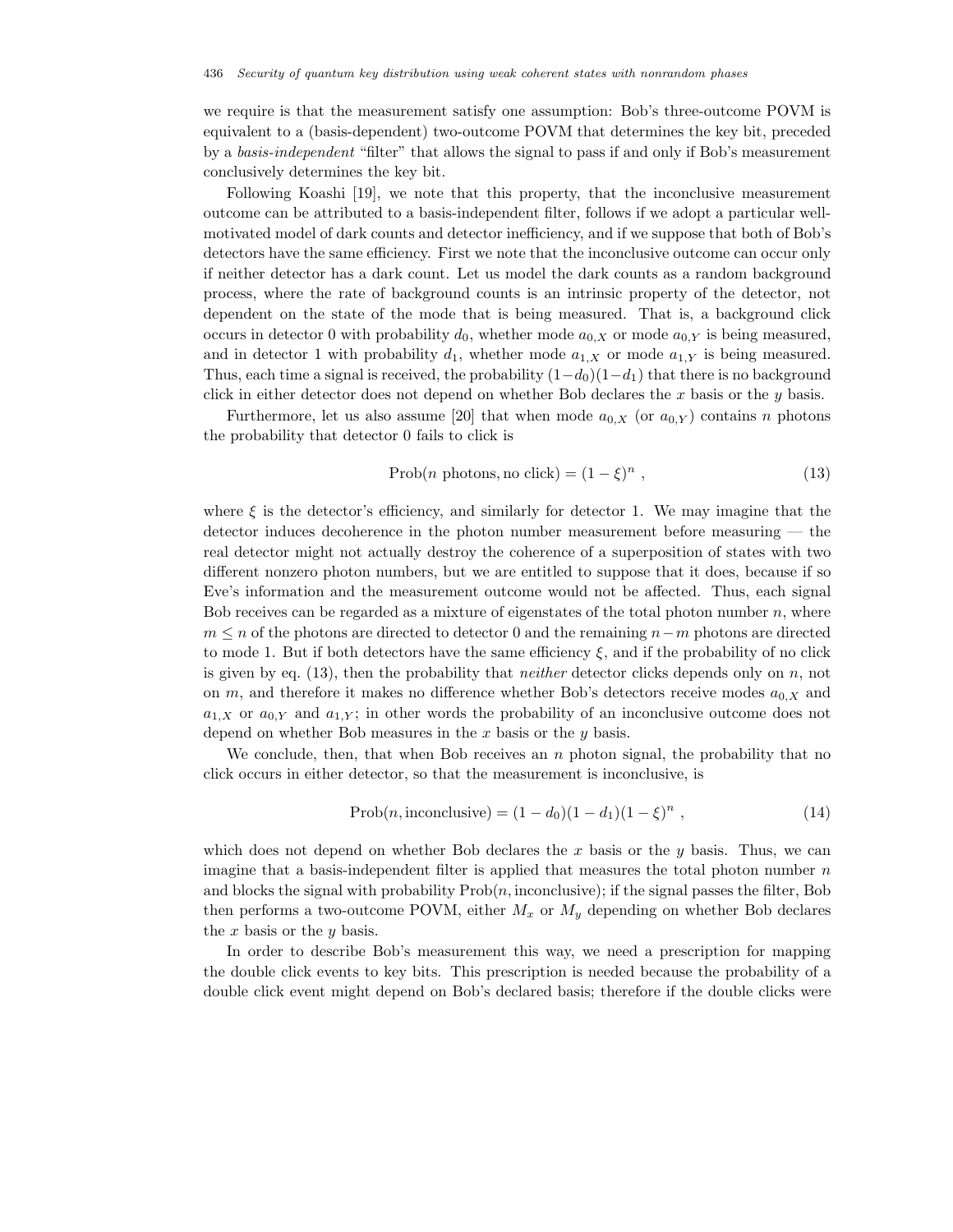we require is that the measurement satisfy one assumption: Bob's three-outcome POVM is equivalent to a (basis-dependent) two-outcome POVM that determines the key bit, preceded by a *basis-independent* "filter" that allows the signal to pass if and only if Bob's measurement conclusively determines the key bit.

Following Koashi [19], we note that this property, that the inconclusive measurement outcome can be attributed to a basis-independent filter, follows if we adopt a particular well-motivated model of dark counts and detector inefficiency, and if we suppose that both of Bob's detectors have the same efficiency. First we note that the inconclusive outcome can occur only if neither detector has a dark count. Let us model the dark counts as a random background process, where the rate of background counts is an intrinsic property of the detector, not dependent on the state of the mode that is being measured. That is, a background click occurs in detector 0 with probability $d_0$, whether mode $a_{0,X}$ or mode $a_{0,Y}$ is being measured, and in detector 1 with probability $d_1$, whether mode $a_{1,X}$ or mode $a_{1,Y}$ is being measured. Thus, each time a signal is received, the probability $(1-d_0)(1-d_1)$ that there is no background click in either detector does not depend on whether Bob declares the $x$ basis or the $y$ basis.

Furthermore, let us also assume [20] that when mode $a_{0,X}$ (or $a_{0,Y}$) contains $n$ photons the probability that detector 0 fails to click is

$$\text{Prob}(n \text{ photons, no click}) = (1-\xi)^n \ , \tag{13}$$

where $\xi$ is the detector's efficiency, and similarly for detector 1. We may imagine that the detector induces decoherence in the photon number measurement before measuring — the real detector might not actually destroy the coherence of a superposition of states with two different nonzero photon numbers, but we are entitled to suppose that it does, because if so Eve's information and the measurement outcome would not be affected. Thus, each signal Bob receives can be regarded as a mixture of eigenstates of the total photon number $n$, where $m \leq n$ of the photons are directed to detector 0 and the remaining $n-m$ photons are directed to mode 1. But if both detectors have the same efficiency $\xi$, and if the probability of no click is given by eq. (13), then the probability that *neither* detector clicks depends only on $n$, not on $m$, and therefore it makes no difference whether Bob's detectors receive modes $a_{0,X}$ and $a_{1,X}$ or $a_{0,Y}$ and $a_{1,Y}$; in other words the probability of an inconclusive outcome does not depend on whether Bob measures in the $x$ basis or the $y$ basis.

We conclude, then, that when Bob receives an $n$ photon signal, the probability that no click occurs in either detector, so that the measurement is inconclusive, is

$$\text{Prob}(n, \text{inconclusive}) = (1-d_0)(1-d_1)(1-\xi)^n \ , \tag{14}$$

which does not depend on whether Bob declares the $x$ basis or the $y$ basis. Thus, we can imagine that a basis-independent filter is applied that measures the total photon number $n$ and blocks the signal with probability $\text{Prob}(n, \text{inconclusive})$; if the signal passes the filter, Bob then performs a two-outcome POVM, either $M_x$ or $M_y$ depending on whether Bob declares the $x$ basis or the $y$ basis.

In order to describe Bob's measurement this way, we need a prescription for mapping the double click events to key bits. This prescription is needed because the probability of a double click event might depend on Bob's declared basis; therefore if the double clicks were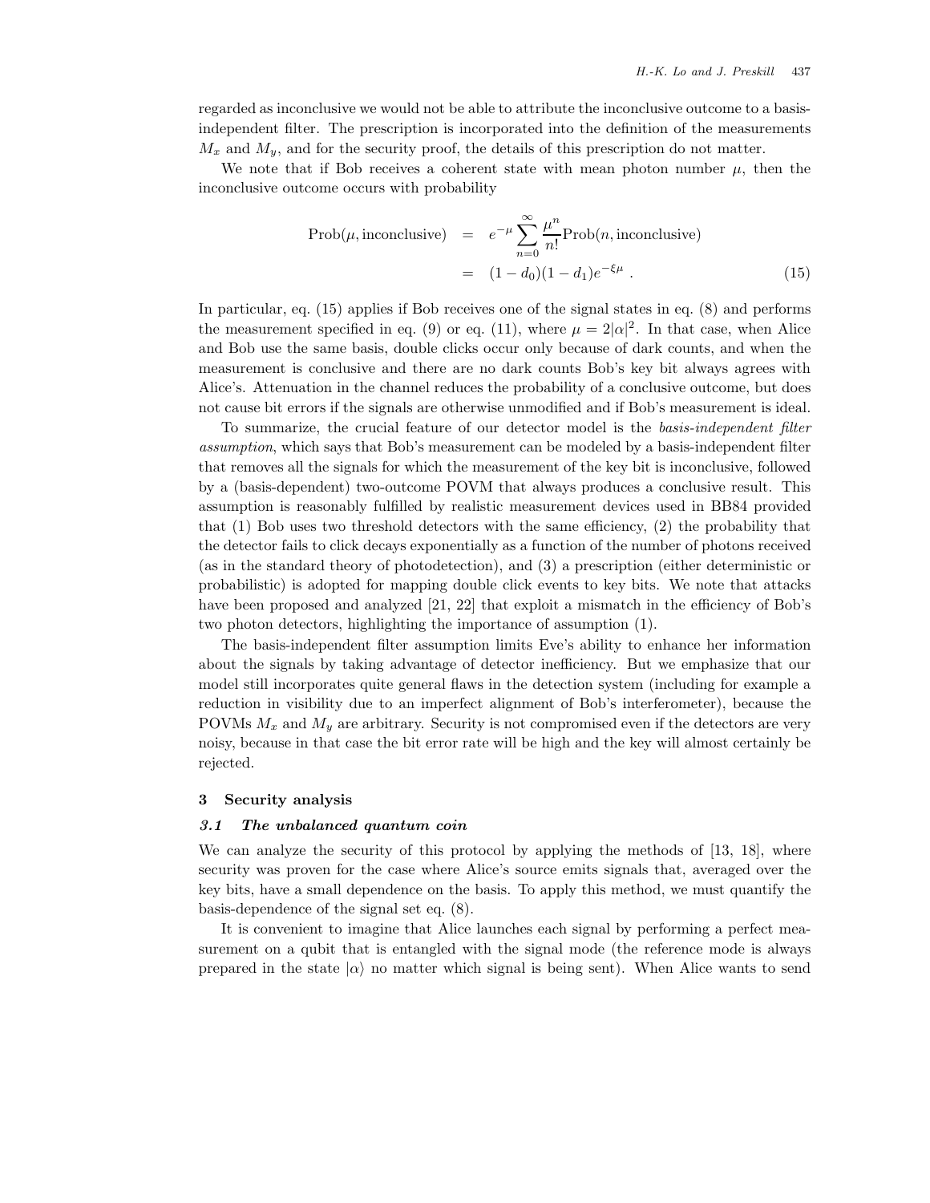regarded as inconclusive we would not be able to attribute the inconclusive outcome to a basis-independent filter. The prescription is incorporated into the definition of the measurements $M_x$ and $M_y$, and for the security proof, the details of this prescription do not matter.

We note that if Bob receives a coherent state with mean photon number $\mu$, then the inconclusive outcome occurs with probability

$$
\begin{aligned}
\text{Prob}(\mu, \text{inconclusive}) &= e^{-\mu} \sum_{n=0}^{\infty} \frac{\mu^n}{n!} \text{Prob}(n, \text{inconclusive}) \\
&= (1 - d_0)(1 - d_1) e^{-\xi\mu} \ . 
\end{aligned} \tag{15}
$$

In particular, eq. (15) applies if Bob receives one of the signal states in eq. (8) and performs the measurement specified in eq. (9) or eq. (11), where $\mu = 2|\alpha|^2$. In that case, when Alice and Bob use the same basis, double clicks occur only because of dark counts, and when the measurement is conclusive and there are no dark counts Bob's key bit always agrees with Alice's. Attenuation in the channel reduces the probability of a conclusive outcome, but does not cause bit errors if the signals are otherwise unmodified and if Bob's measurement is ideal.

To summarize, the crucial feature of our detector model is the *basis-independent filter assumption*, which says that Bob's measurement can be modeled by a basis-independent filter that removes all the signals for which the measurement of the key bit is inconclusive, followed by a (basis-dependent) two-outcome POVM that always produces a conclusive result. This assumption is reasonably fulfilled by realistic measurement devices used in BB84 provided that (1) Bob uses two threshold detectors with the same efficiency, (2) the probability that the detector fails to click decays exponentially as a function of the number of photons received (as in the standard theory of photodetection), and (3) a prescription (either deterministic or probabilistic) is adopted for mapping double click events to key bits. We note that attacks have been proposed and analyzed [21, 22] that exploit a mismatch in the efficiency of Bob's two photon detectors, highlighting the importance of assumption (1).

The basis-independent filter assumption limits Eve's ability to enhance her information about the signals by taking advantage of detector inefficiency. But we emphasize that our model still incorporates quite general flaws in the detection system (including for example a reduction in visibility due to an imperfect alignment of Bob's interferometer), because the POVMs $M_x$ and $M_y$ are arbitrary. Security is not compromised even if the detectors are very noisy, because in that case the bit error rate will be high and the key will almost certainly be rejected.

## 3 Security analysis

### *3.1 The unbalanced quantum coin*

We can analyze the security of this protocol by applying the methods of [13, 18], where security was proven for the case where Alice's source emits signals that, averaged over the key bits, have a small dependence on the basis. To apply this method, we must quantify the basis-dependence of the signal set eq. (8).

It is convenient to imagine that Alice launches each signal by performing a perfect measurement on a qubit that is entangled with the signal mode (the reference mode is always prepared in the state $|\alpha\rangle$ no matter which signal is being sent). When Alice wants to send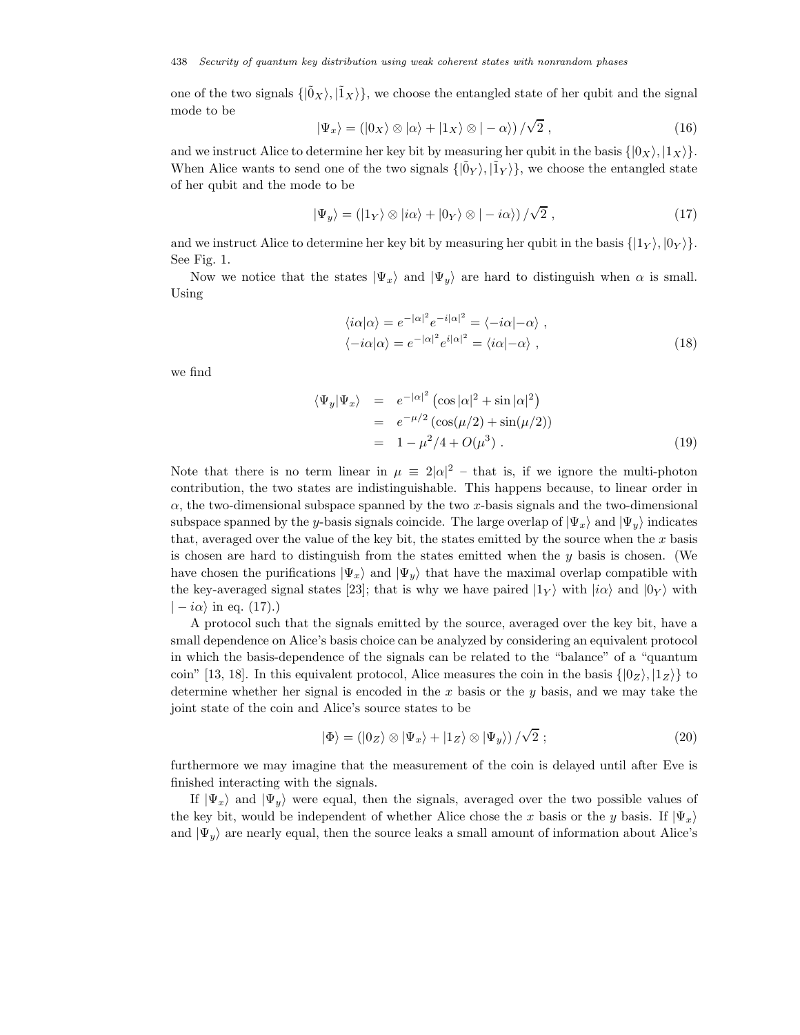one of the two signals $\{|\tilde{0}_X\rangle, |\tilde{1}_X\rangle\}$, we choose the entangled state of her qubit and the signal mode to be

$$|\Psi_x\rangle = (|0_X\rangle \otimes |\alpha\rangle + |1_X\rangle \otimes |-\alpha\rangle)/\sqrt{2}\ , \tag{16}$$

and we instruct Alice to determine her key bit by measuring her qubit in the basis $\{|0_X\rangle, |1_X\rangle\}$. When Alice wants to send one of the two signals $\{|\tilde{0}_Y\rangle, |\tilde{1}_Y\rangle\}$, we choose the entangled state of her qubit and the mode to be

$$|\Psi_y\rangle = (|1_Y\rangle \otimes |i\alpha\rangle + |0_Y\rangle \otimes |-i\alpha\rangle)/\sqrt{2}\ , \tag{17}$$

and we instruct Alice to determine her key bit by measuring her qubit in the basis $\{|1_Y\rangle, |0_Y\rangle\}$. See Fig. 1.

Now we notice that the states $|\Psi_x\rangle$ and $|\Psi_y\rangle$ are hard to distinguish when $\alpha$ is small. Using

$$\begin{aligned}
\langle i\alpha|\alpha\rangle &= e^{-|\alpha|^2}e^{-i|\alpha|^2} = \langle -i\alpha|-\alpha\rangle\ ,\\
\langle -i\alpha|\alpha\rangle &= e^{-|\alpha|^2}e^{i|\alpha|^2} = \langle i\alpha|-\alpha\rangle\ ,
\end{aligned} \tag{18}$$

we find

$$\begin{aligned}
\langle\Psi_y|\Psi_x\rangle &= e^{-|\alpha|^2}\left(\cos|\alpha|^2 + \sin|\alpha|^2\right)\\
&= e^{-\mu/2}\left(\cos(\mu/2) + \sin(\mu/2)\right)\\
&= 1 - \mu^2/4 + O(\mu^3)\ .
\end{aligned} \tag{19}$$

Note that there is no term linear in $\mu \equiv 2|\alpha|^2$ – that is, if we ignore the multi-photon contribution, the two states are indistinguishable. This happens because, to linear order in $\alpha$, the two-dimensional subspace spanned by the two $x$-basis signals and the two-dimensional subspace spanned by the $y$-basis signals coincide. The large overlap of $|\Psi_x\rangle$ and $|\Psi_y\rangle$ indicates that, averaged over the value of the key bit, the states emitted by the source when the $x$ basis is chosen are hard to distinguish from the states emitted when the $y$ basis is chosen. (We have chosen the purifications $|\Psi_x\rangle$ and $|\Psi_y\rangle$ that have the maximal overlap compatible with the key-averaged signal states [23]; that is why we have paired $|1_Y\rangle$ with $|i\alpha\rangle$ and $|0_Y\rangle$ with $|-i\alpha\rangle$ in eq. (17).)

A protocol such that the signals emitted by the source, averaged over the key bit, have a small dependence on Alice's basis choice can be analyzed by considering an equivalent protocol in which the basis-dependence of the signals can be related to the "balance" of a "quantum coin" [13, 18]. In this equivalent protocol, Alice measures the coin in the basis $\{|0_Z\rangle, |1_Z\rangle\}$ to determine whether her signal is encoded in the $x$ basis or the $y$ basis, and we may take the joint state of the coin and Alice's source states to be

$$|\Phi\rangle = (|0_Z\rangle \otimes |\Psi_x\rangle + |1_Z\rangle \otimes |\Psi_y\rangle)/\sqrt{2}\ ; \tag{20}$$

furthermore we may imagine that the measurement of the coin is delayed until after Eve is finished interacting with the signals.

If $|\Psi_x\rangle$ and $|\Psi_y\rangle$ were equal, then the signals, averaged over the two possible values of the key bit, would be independent of whether Alice chose the $x$ basis or the $y$ basis. If $|\Psi_x\rangle$ and $|\Psi_y\rangle$ are nearly equal, then the source leaks a small amount of information about Alice's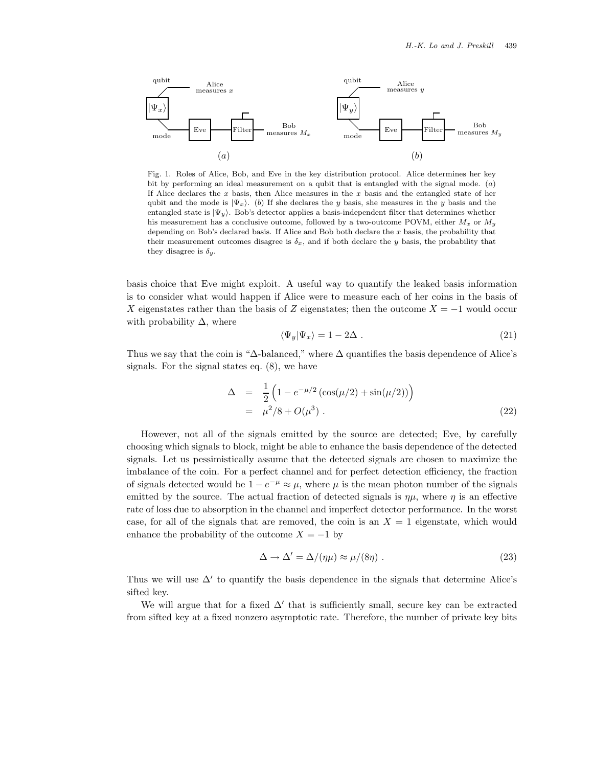Fig. 1. Roles of Alice, Bob, and Eve in the key distribution protocol. Alice determines her key bit by performing an ideal measurement on a qubit that is entangled with the signal mode. ($a$) If Alice declares the $x$ basis, then Alice measures in the $x$ basis and the entangled state of her qubit and the mode is $|\Psi_x\rangle$. ($b$) If she declares the $y$ basis, she measures in the $y$ basis and the entangled state is $|\Psi_y\rangle$. Bob's detector applies a basis-independent filter that determines whether his measurement has a conclusive outcome, followed by a two-outcome POVM, either $M_x$ or $M_y$ depending on Bob's declared basis. If Alice and Bob both declare the $x$ basis, the probability that their measurement outcomes disagree is $\delta_x$, and if both declare the $y$ basis, the probability that they disagree is $\delta_y$.

basis choice that Eve might exploit. A useful way to quantify the leaked basis information is to consider what would happen if Alice were to measure each of her coins in the basis of $X$ eigenstates rather than the basis of $Z$ eigenstates; then the outcome $X = -1$ would occur with probability $\Delta$, where

$$\langle \Psi_y | \Psi_x \rangle = 1 - 2\Delta \ . \tag{21}$$

Thus we say that the coin is "$\Delta$-balanced," where $\Delta$ quantifies the basis dependence of Alice's signals. For the signal states eq. (8), we have

$$\begin{aligned}\Delta &= \frac{1}{2}\Big(1 - e^{-\mu/2}\left(\cos(\mu/2) + \sin(\mu/2)\right)\Big) \\ &= \mu^2/8 + O(\mu^3) \ .\end{aligned} \tag{22}$$

However, not all of the signals emitted by the source are detected; Eve, by carefully choosing which signals to block, might be able to enhance the basis dependence of the detected signals. Let us pessimistically assume that the detected signals are chosen to maximize the imbalance of the coin. For a perfect channel and for perfect detection efficiency, the fraction of signals detected would be $1 - e^{-\mu} \approx \mu$, where $\mu$ is the mean photon number of the signals emitted by the source. The actual fraction of detected signals is $\eta\mu$, where $\eta$ is an effective rate of loss due to absorption in the channel and imperfect detector performance. In the worst case, for all of the signals that are removed, the coin is an $X = 1$ eigenstate, which would enhance the probability of the outcome $X = -1$ by

$$\Delta \to \Delta' = \Delta/(\eta\mu) \approx \mu/(8\eta) \ . \tag{23}$$

Thus we will use $\Delta'$ to quantify the basis dependence in the signals that determine Alice's sifted key.

We will argue that for a fixed $\Delta'$ that is sufficiently small, secure key can be extracted from sifted key at a fixed nonzero asymptotic rate. Therefore, the number of private key bits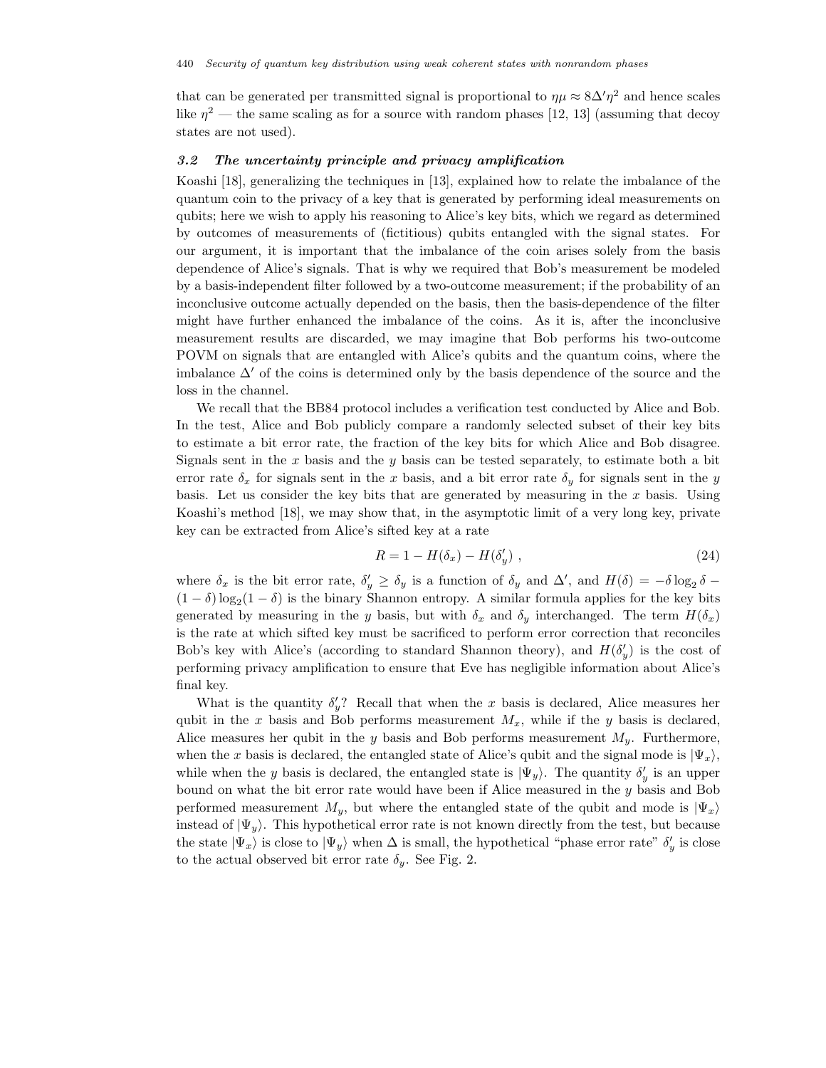that can be generated per transmitted signal is proportional to $\eta\mu \approx 8\Delta'\eta^2$ and hence scales like $\eta^2$ — the same scaling as for a source with random phases [12, 13] (assuming that decoy states are not used).

### *3.2 The uncertainty principle and privacy amplification*

Koashi [18], generalizing the techniques in [13], explained how to relate the imbalance of the quantum coin to the privacy of a key that is generated by performing ideal measurements on qubits; here we wish to apply his reasoning to Alice's key bits, which we regard as determined by outcomes of measurements of (fictitious) qubits entangled with the signal states. For our argument, it is important that the imbalance of the coin arises solely from the basis dependence of Alice's signals. That is why we required that Bob's measurement be modeled by a basis-independent filter followed by a two-outcome measurement; if the probability of an inconclusive outcome actually depended on the basis, then the basis-dependence of the filter might have further enhanced the imbalance of the coins. As it is, after the inconclusive measurement results are discarded, we may imagine that Bob performs his two-outcome POVM on signals that are entangled with Alice's qubits and the quantum coins, where the imbalance $\Delta'$ of the coins is determined only by the basis dependence of the source and the loss in the channel.

We recall that the BB84 protocol includes a verification test conducted by Alice and Bob. In the test, Alice and Bob publicly compare a randomly selected subset of their key bits to estimate a bit error rate, the fraction of the key bits for which Alice and Bob disagree. Signals sent in the $x$ basis and the $y$ basis can be tested separately, to estimate both a bit error rate $\delta_x$ for signals sent in the $x$ basis, and a bit error rate $\delta_y$ for signals sent in the $y$ basis. Let us consider the key bits that are generated by measuring in the $x$ basis. Using Koashi's method [18], we may show that, in the asymptotic limit of a very long key, private key can be extracted from Alice's sifted key at a rate

$$R = 1 - H(\delta_x) - H(\delta'_y) \ , \tag{24}$$

where $\delta_x$ is the bit error rate, $\delta'_y \geq \delta_y$ is a function of $\delta_y$ and $\Delta'$, and $H(\delta) = -\delta \log_2 \delta - (1-\delta)\log_2(1-\delta)$ is the binary Shannon entropy. A similar formula applies for the key bits generated by measuring in the $y$ basis, but with $\delta_x$ and $\delta_y$ interchanged. The term $H(\delta_x)$ is the rate at which sifted key must be sacrificed to perform error correction that reconciles Bob's key with Alice's (according to standard Shannon theory), and $H(\delta'_y)$ is the cost of performing privacy amplification to ensure that Eve has negligible information about Alice's final key.

What is the quantity $\delta'_y$? Recall that when the $x$ basis is declared, Alice measures her qubit in the $x$ basis and Bob performs measurement $M_x$, while if the $y$ basis is declared, Alice measures her qubit in the $y$ basis and Bob performs measurement $M_y$. Furthermore, when the $x$ basis is declared, the entangled state of Alice's qubit and the signal mode is $|\Psi_x\rangle$, while when the $y$ basis is declared, the entangled state is $|\Psi_y\rangle$. The quantity $\delta'_y$ is an upper bound on what the bit error rate would have been if Alice measured in the $y$ basis and Bob performed measurement $M_y$, but where the entangled state of the qubit and mode is $|\Psi_x\rangle$ instead of $|\Psi_y\rangle$. This hypothetical error rate is not known directly from the test, but because the state $|\Psi_x\rangle$ is close to $|\Psi_y\rangle$ when $\Delta$ is small, the hypothetical "phase error rate" $\delta'_y$ is close to the actual observed bit error rate $\delta_y$. See Fig. 2.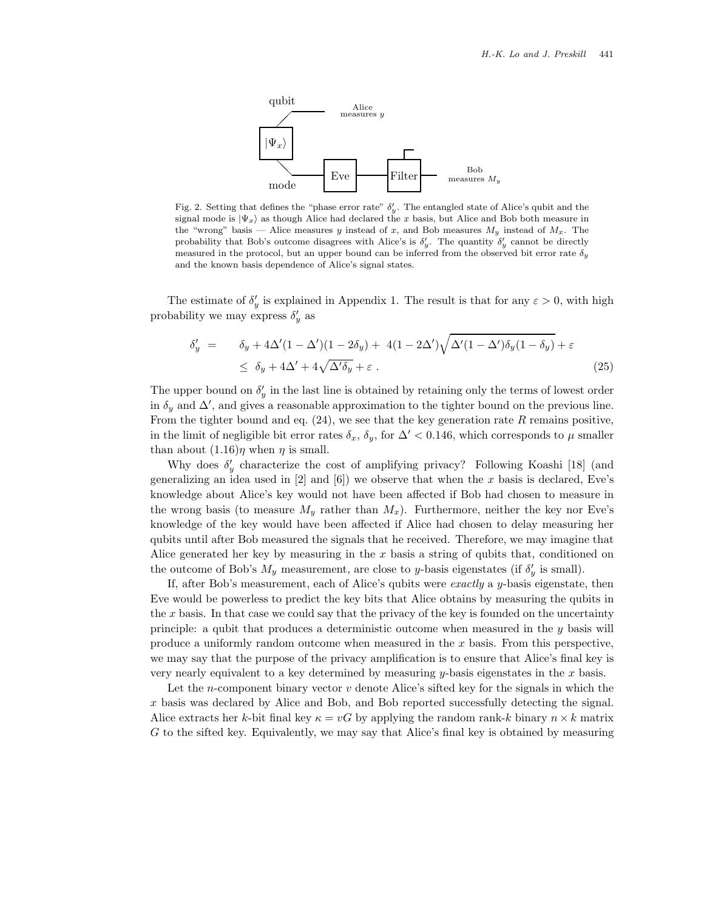Fig. 2. Setting that defines the "phase error rate" $\delta'_y$. The entangled state of Alice's qubit and the signal mode is $|\Psi_x\rangle$ as though Alice had declared the $x$ basis, but Alice and Bob both measure in the "wrong" basis — Alice measures $y$ instead of $x$, and Bob measures $M_y$ instead of $M_x$. The probability that Bob's outcome disagrees with Alice's is $\delta'_y$. The quantity $\delta'_y$ cannot be directly measured in the protocol, but an upper bound can be inferred from the observed bit error rate $\delta_y$ and the known basis dependence of Alice's signal states.

The estimate of $\delta'_y$ is explained in Appendix 1. The result is that for any $\varepsilon > 0$, with high probability we may express $\delta'_y$ as

$$
\begin{aligned}
\delta'_y \;=\; & \;\delta_y + 4\Delta'(1-\Delta')(1-2\delta_y) + \; 4(1-2\Delta')\sqrt{\Delta'(1-\Delta')\delta_y(1-\delta_y)} + \varepsilon \\
\le & \;\; \delta_y + 4\Delta' + 4\sqrt{\Delta'\delta_y} + \varepsilon \; . 
\end{aligned}
\tag{25}
$$

The upper bound on $\delta'_y$ in the last line is obtained by retaining only the terms of lowest order in $\delta_y$ and $\Delta'$, and gives a reasonable approximation to the tighter bound on the previous line. From the tighter bound and eq. (24), we see that the key generation rate $R$ remains positive, in the limit of negligible bit error rates $\delta_x$, $\delta_y$, for $\Delta' < 0.146$, which corresponds to $\mu$ smaller than about $(1.16)\eta$ when $\eta$ is small.

Why does $\delta'_y$ characterize the cost of amplifying privacy? Following Koashi [18] (and generalizing an idea used in [2] and [6]) we observe that when the $x$ basis is declared, Eve's knowledge about Alice's key would not have been affected if Bob had chosen to measure in the wrong basis (to measure $M_y$ rather than $M_x$). Furthermore, neither the key nor Eve's knowledge of the key would have been affected if Alice had chosen to delay measuring her qubits until after Bob measured the signals that he received. Therefore, we may imagine that Alice generated her key by measuring in the $x$ basis a string of qubits that, conditioned on the outcome of Bob's $M_y$ measurement, are close to $y$-basis eigenstates (if $\delta'_y$ is small).

If, after Bob's measurement, each of Alice's qubits were *exactly* a $y$-basis eigenstate, then Eve would be powerless to predict the key bits that Alice obtains by measuring the qubits in the $x$ basis. In that case we could say that the privacy of the key is founded on the uncertainty principle: a qubit that produces a deterministic outcome when measured in the $y$ basis will produce a uniformly random outcome when measured in the $x$ basis. From this perspective, we may say that the purpose of the privacy amplification is to ensure that Alice's final key is very nearly equivalent to a key determined by measuring $y$-basis eigenstates in the $x$ basis.

Let the $n$-component binary vector $v$ denote Alice's sifted key for the signals in which the $x$ basis was declared by Alice and Bob, and Bob reported successfully detecting the signal. Alice extracts her $k$-bit final key $\kappa = vG$ by applying the random rank-$k$ binary $n \times k$ matrix $G$ to the sifted key. Equivalently, we may say that Alice's final key is obtained by measuring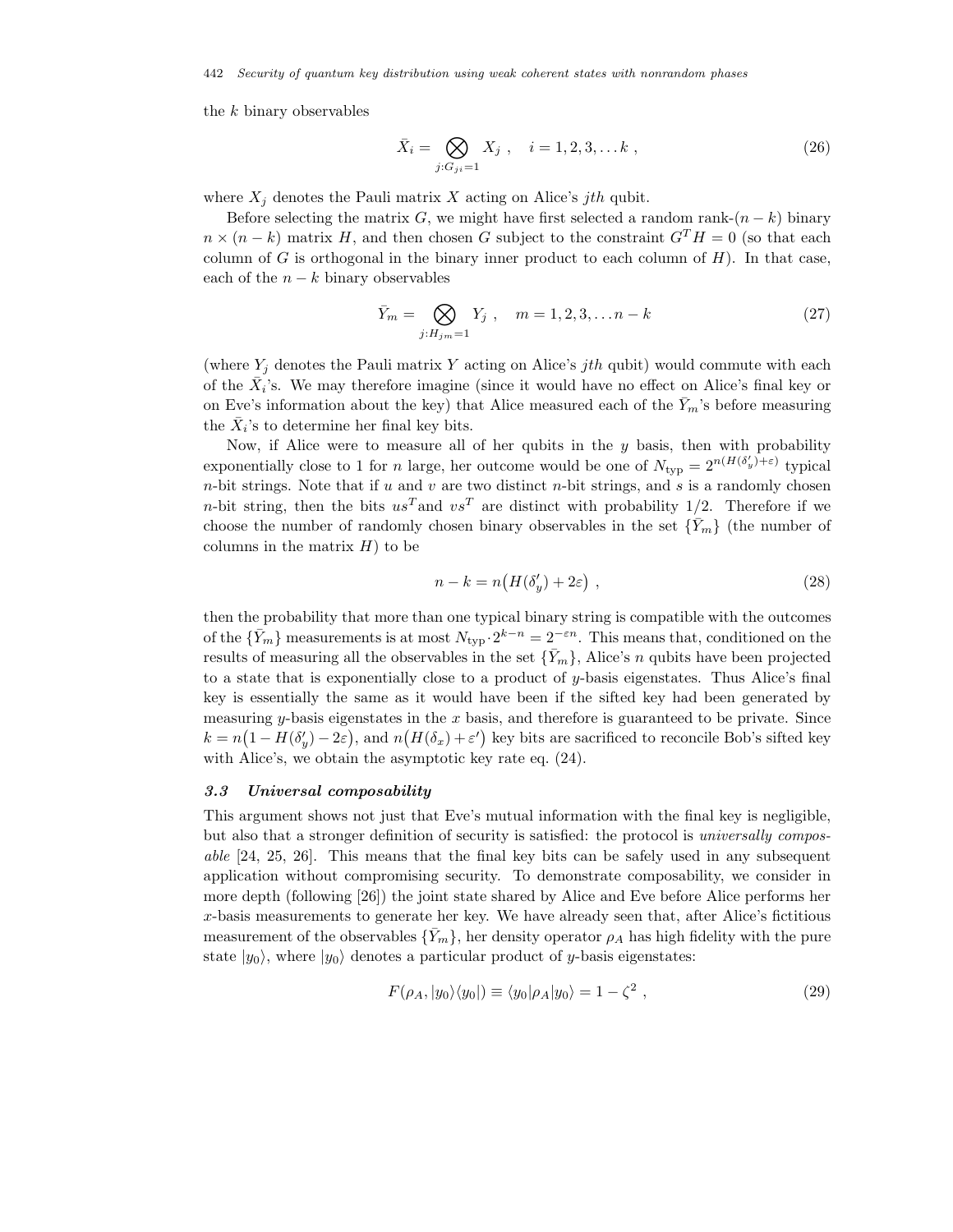the $k$ binary observables

$$\bar{X}_i = \bigotimes_{j:G_{ji}=1} X_j \ , \quad i = 1, 2, 3, \ldots k \ , \tag{26}$$

where $X_j$ denotes the Pauli matrix $X$ acting on Alice's $jth$ qubit.

Before selecting the matrix $G$, we might have first selected a random rank-$(n-k)$ binary $n \times (n-k)$ matrix $H$, and then chosen $G$ subject to the constraint $G^T H = 0$ (so that each column of $G$ is orthogonal in the binary inner product to each column of $H$). In that case, each of the $n-k$ binary observables

$$\bar{Y}_m = \bigotimes_{j:H_{jm}=1} Y_j \ , \quad m = 1, 2, 3, \ldots n-k \tag{27}$$

(where $Y_j$ denotes the Pauli matrix $Y$ acting on Alice's $jth$ qubit) would commute with each of the $\bar{X}_i$'s. We may therefore imagine (since it would have no effect on Alice's final key or on Eve's information about the key) that Alice measured each of the $\bar{Y}_m$'s before measuring the $\bar{X}_i$'s to determine her final key bits.

Now, if Alice were to measure all of her qubits in the $y$ basis, then with probability exponentially close to 1 for $n$ large, her outcome would be one of $N_{\rm typ} = 2^{n(H(\delta'_y)+\varepsilon)}$ typical $n$-bit strings. Note that if $u$ and $v$ are two distinct $n$-bit strings, and $s$ is a randomly chosen $n$-bit string, then the bits $us^T$and $vs^T$ are distinct with probability 1/2. Therefore if we choose the number of randomly chosen binary observables in the set $\{\bar{Y}_m\}$ (the number of columns in the matrix $H$) to be

$$n - k = n\big(H(\delta'_y) + 2\varepsilon\big) \ , \tag{28}$$

then the probability that more than one typical binary string is compatible with the outcomes of the $\{\bar{Y}_m\}$ measurements is at most $N_{\rm typ} \cdot 2^{k-n} = 2^{-\varepsilon n}$. This means that, conditioned on the results of measuring all the observables in the set $\{\bar{Y}_m\}$, Alice's $n$ qubits have been projected to a state that is exponentially close to a product of $y$-basis eigenstates. Thus Alice's final key is essentially the same as it would have been if the sifted key had been generated by measuring $y$-basis eigenstates in the $x$ basis, and therefore is guaranteed to be private. Since $k = n\big(1 - H(\delta'_y) - 2\varepsilon\big)$, and $n\big(H(\delta_x) + \varepsilon'\big)$ key bits are sacrificed to reconcile Bob's sifted key with Alice's, we obtain the asymptotic key rate eq. (24).

### *3.3 Universal composability*

This argument shows not just that Eve's mutual information with the final key is negligible, but also that a stronger definition of security is satisfied: the protocol is *universally composable* [24, 25, 26]. This means that the final key bits can be safely used in any subsequent application without compromising security. To demonstrate composability, we consider in more depth (following [26]) the joint state shared by Alice and Eve before Alice performs her $x$-basis measurements to generate her key. We have already seen that, after Alice's fictitious measurement of the observables $\{\bar{Y}_m\}$, her density operator $\rho_A$ has high fidelity with the pure state $|y_0\rangle$, where $|y_0\rangle$ denotes a particular product of $y$-basis eigenstates:

$$F(\rho_A, |y_0\rangle\langle y_0|) \equiv \langle y_0|\rho_A|y_0\rangle = 1 - \zeta^2 \ , \tag{29}$$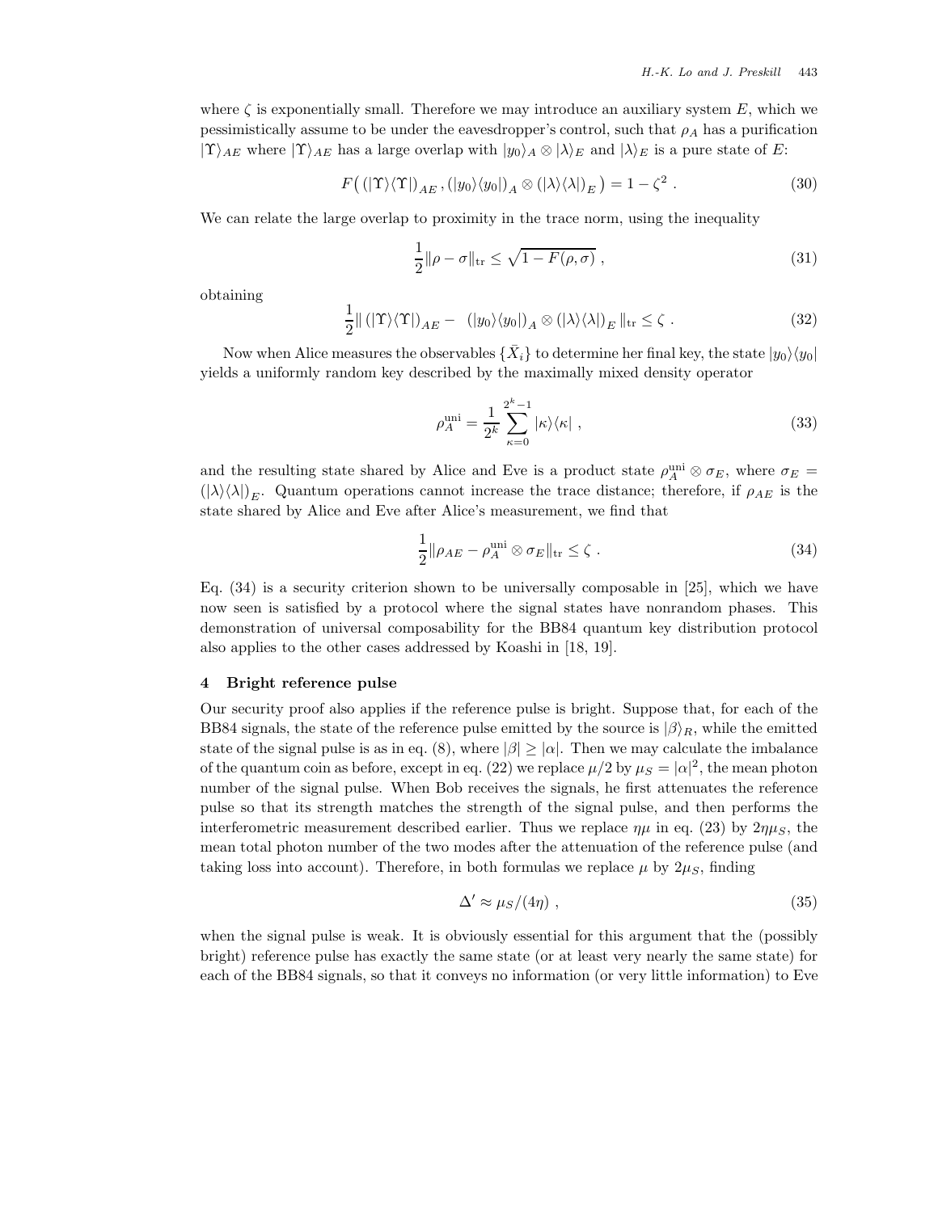where $\zeta$ is exponentially small. Therefore we may introduce an auxiliary system $E$, which we pessimistically assume to be under the eavesdropper's control, such that $\rho_A$ has a purification $|\Upsilon\rangle_{AE}$ where $|\Upsilon\rangle_{AE}$ has a large overlap with $|y_0\rangle_A \otimes |\lambda\rangle_E$ and $|\lambda\rangle_E$ is a pure state of $E$:

$$F\big( (|\Upsilon\rangle\langle\Upsilon|)_{AE} \,, (|y_0\rangle\langle y_0|)_A \otimes (|\lambda\rangle\langle\lambda|)_E \big) = 1 - \zeta^2 \ . \tag{30}$$

We can relate the large overlap to proximity in the trace norm, using the inequality

$$\frac{1}{2}\|\rho - \sigma\|_{\rm tr} \leq \sqrt{1 - F(\rho, \sigma)} \ , \tag{31}$$

obtaining

$$\frac{1}{2}\| \, (|\Upsilon\rangle\langle\Upsilon|)_{AE} - \ (|y_0\rangle\langle y_0|)_A \otimes (|\lambda\rangle\langle\lambda|)_E \, \|_{\rm tr} \leq \zeta \ . \tag{32}$$

Now when Alice measures the observables $\{\bar{X}_i\}$ to determine her final key, the state $|y_0\rangle\langle y_0|$ yields a uniformly random key described by the maximally mixed density operator

$$\rho_A^{\rm uni} = \frac{1}{2^k} \sum_{\kappa=0}^{2^k-1} |\kappa\rangle\langle\kappa| \ , \tag{33}$$

and the resulting state shared by Alice and Eve is a product state $\rho_A^{\rm uni} \otimes \sigma_E$, where $\sigma_E = (|\lambda\rangle\langle\lambda|)_E$. Quantum operations cannot increase the trace distance; therefore, if $\rho_{AE}$ is the state shared by Alice and Eve after Alice's measurement, we find that

$$\frac{1}{2}\|\rho_{AE} - \rho_A^{\rm uni} \otimes \sigma_E\|_{\rm tr} \leq \zeta \ . \tag{34}$$

Eq. (34) is a security criterion shown to be universally composable in [25], which we have now seen is satisfied by a protocol where the signal states have nonrandom phases. This demonstration of universal composability for the BB84 quantum key distribution protocol also applies to the other cases addressed by Koashi in [18, 19].

## 4 Bright reference pulse

Our security proof also applies if the reference pulse is bright. Suppose that, for each of the BB84 signals, the state of the reference pulse emitted by the source is $|\beta\rangle_R$, while the emitted state of the signal pulse is as in eq. (8), where $|\beta| \geq |\alpha|$. Then we may calculate the imbalance of the quantum coin as before, except in eq. (22) we replace $\mu/2$ by $\mu_S = |\alpha|^2$, the mean photon number of the signal pulse. When Bob receives the signals, he first attenuates the reference pulse so that its strength matches the strength of the signal pulse, and then performs the interferometric measurement described earlier. Thus we replace $\eta\mu$ in eq. (23) by $2\eta\mu_S$, the mean total photon number of the two modes after the attenuation of the reference pulse (and taking loss into account). Therefore, in both formulas we replace $\mu$ by $2\mu_S$, finding

$$\Delta' \approx \mu_S/(4\eta) \ , \tag{35}$$

when the signal pulse is weak. It is obviously essential for this argument that the (possibly bright) reference pulse has exactly the same state (or at least very nearly the same state) for each of the BB84 signals, so that it conveys no information (or very little information) to Eve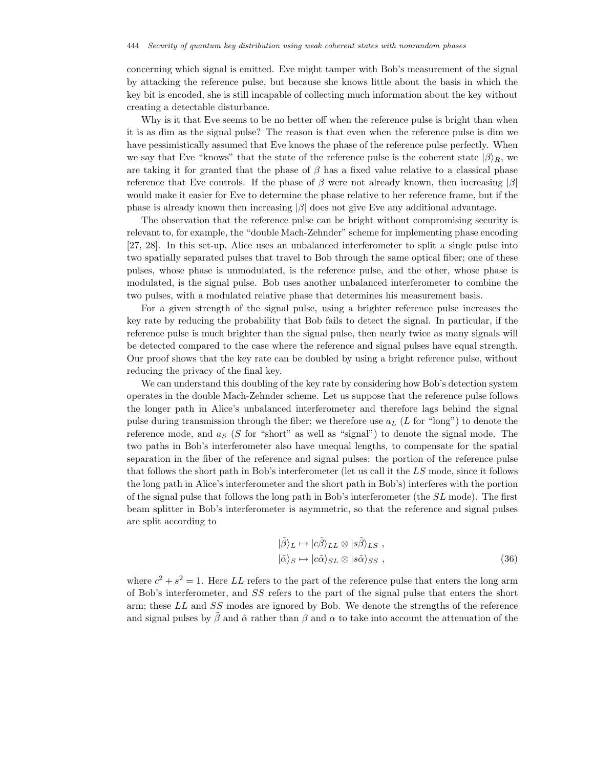concerning which signal is emitted. Eve might tamper with Bob's measurement of the signal by attacking the reference pulse, but because she knows little about the basis in which the key bit is encoded, she is still incapable of collecting much information about the key without creating a detectable disturbance.

Why is it that Eve seems to be no better off when the reference pulse is bright than when it is as dim as the signal pulse? The reason is that even when the reference pulse is dim we have pessimistically assumed that Eve knows the phase of the reference pulse perfectly. When we say that Eve "knows" that the state of the reference pulse is the coherent state $|\beta\rangle_R$, we are taking it for granted that the phase of $\beta$ has a fixed value relative to a classical phase reference that Eve controls. If the phase of $\beta$ were not already known, then increasing $|\beta|$ would make it easier for Eve to determine the phase relative to her reference frame, but if the phase is already known then increasing $|\beta|$ does not give Eve any additional advantage.

The observation that the reference pulse can be bright without compromising security is relevant to, for example, the "double Mach-Zehnder" scheme for implementing phase encoding [27, 28]. In this set-up, Alice uses an unbalanced interferometer to split a single pulse into two spatially separated pulses that travel to Bob through the same optical fiber; one of these pulses, whose phase is unmodulated, is the reference pulse, and the other, whose phase is modulated, is the signal pulse. Bob uses another unbalanced interferometer to combine the two pulses, with a modulated relative phase that determines his measurement basis.

For a given strength of the signal pulse, using a brighter reference pulse increases the key rate by reducing the probability that Bob fails to detect the signal. In particular, if the reference pulse is much brighter than the signal pulse, then nearly twice as many signals will be detected compared to the case where the reference and signal pulses have equal strength. Our proof shows that the key rate can be doubled by using a bright reference pulse, without reducing the privacy of the final key.

We can understand this doubling of the key rate by considering how Bob's detection system operates in the double Mach-Zehnder scheme. Let us suppose that the reference pulse follows the longer path in Alice's unbalanced interferometer and therefore lags behind the signal pulse during transmission through the fiber; we therefore use $a_L$ ($L$ for "long") to denote the reference mode, and $a_S$ ($S$ for "short" as well as "signal") to denote the signal mode. The two paths in Bob's interferometer also have unequal lengths, to compensate for the spatial separation in the fiber of the reference and signal pulses: the portion of the reference pulse that follows the short path in Bob's interferometer (let us call it the $LS$ mode, since it follows the long path in Alice's interferometer and the short path in Bob's) interferes with the portion of the signal pulse that follows the long path in Bob's interferometer (the $SL$ mode). The first beam splitter in Bob's interferometer is asymmetric, so that the reference and signal pulses are split according to

$$
\begin{aligned}
|\tilde{\beta}\rangle_L &\mapsto |c\tilde{\beta}\rangle_{LL} \otimes |s\tilde{\beta}\rangle_{LS} \;, \\
|\tilde{\alpha}\rangle_S &\mapsto |c\tilde{\alpha}\rangle_{SL} \otimes |s\tilde{\alpha}\rangle_{SS} \;,
\end{aligned}
\tag{36}
$$

where $c^2 + s^2 = 1$. Here $LL$ refers to the part of the reference pulse that enters the long arm of Bob's interferometer, and $SS$ refers to the part of the signal pulse that enters the short arm; these $LL$ and $SS$ modes are ignored by Bob. We denote the strengths of the reference and signal pulses by $\tilde{\beta}$ and $\tilde{\alpha}$ rather than $\beta$ and $\alpha$ to take into account the attenuation of the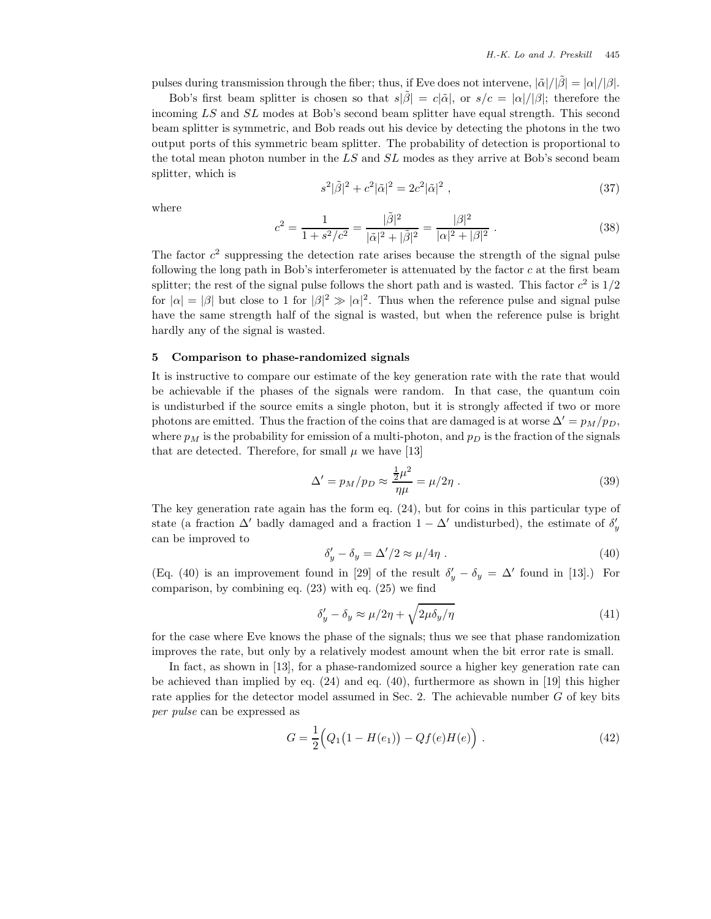pulses during transmission through the fiber; thus, if Eve does not intervene, $|\tilde{\alpha}|/|\tilde{\beta}| = |\alpha|/|\beta|$.

Bob's first beam splitter is chosen so that $s|\tilde{\beta}| = c|\tilde{\alpha}|$, or $s/c = |\alpha|/|\beta|$; therefore the incoming $LS$ and $SL$ modes at Bob's second beam splitter have equal strength. This second beam splitter is symmetric, and Bob reads out his device by detecting the photons in the two output ports of this symmetric beam splitter. The probability of detection is proportional to the total mean photon number in the $LS$ and $SL$ modes as they arrive at Bob's second beam splitter, which is

$$s^2|\tilde{\beta}|^2 + c^2|\tilde{\alpha}|^2 = 2c^2|\tilde{\alpha}|^2 \ , \tag{37}$$

where

$$c^2 = \frac{1}{1+s^2/c^2} = \frac{|\tilde{\beta}|^2}{|\tilde{\alpha}|^2 + |\tilde{\beta}|^2} = \frac{|\beta|^2}{|\alpha|^2 + |\beta|^2} \ . \tag{38}$$

The factor $c^2$ suppressing the detection rate arises because the strength of the signal pulse following the long path in Bob's interferometer is attenuated by the factor $c$ at the first beam splitter; the rest of the signal pulse follows the short path and is wasted. This factor $c^2$ is $1/2$ for $|\alpha| = |\beta|$ but close to 1 for $|\beta|^2 \gg |\alpha|^2$. Thus when the reference pulse and signal pulse have the same strength half of the signal is wasted, but when the reference pulse is bright hardly any of the signal is wasted.

## 5 Comparison to phase-randomized signals

It is instructive to compare our estimate of the key generation rate with the rate that would be achievable if the phases of the signals were random. In that case, the quantum coin is undisturbed if the source emits a single photon, but it is strongly affected if two or more photons are emitted. Thus the fraction of the coins that are damaged is at worse $\Delta' = p_M/p_D$, where $p_M$ is the probability for emission of a multi-photon, and $p_D$ is the fraction of the signals that are detected. Therefore, for small $\mu$ we have [13]

$$\Delta' = p_M/p_D \approx \frac{\frac{1}{2}\mu^2}{\eta\mu} = \mu/2\eta \ . \tag{39}$$

The key generation rate again has the form eq. (24), but for coins in this particular type of state (a fraction $\Delta'$ badly damaged and a fraction $1-\Delta'$ undisturbed), the estimate of $\delta'_y$ can be improved to

$$\delta'_y - \delta_y = \Delta'/2 \approx \mu/4\eta \ . \tag{40}$$

(Eq. (40) is an improvement found in [29] of the result $\delta'_y - \delta_y = \Delta'$ found in [13].) For comparison, by combining eq. (23) with eq. (25) we find

$$\delta'_y - \delta_y \approx \mu/2\eta + \sqrt{2\mu\delta_y/\eta} \tag{41}$$

for the case where Eve knows the phase of the signals; thus we see that phase randomization improves the rate, but only by a relatively modest amount when the bit error rate is small.

In fact, as shown in [13], for a phase-randomized source a higher key generation rate can be achieved than implied by eq. (24) and eq. (40), furthermore as shown in [19] this higher rate applies for the detector model assumed in Sec. 2. The achievable number $G$ of key bits *per pulse* can be expressed as

$$G = \frac{1}{2}\Big(Q_1\big(1 - H(e_1)\big) - Qf(e)H(e)\Big) \ . \tag{42}$$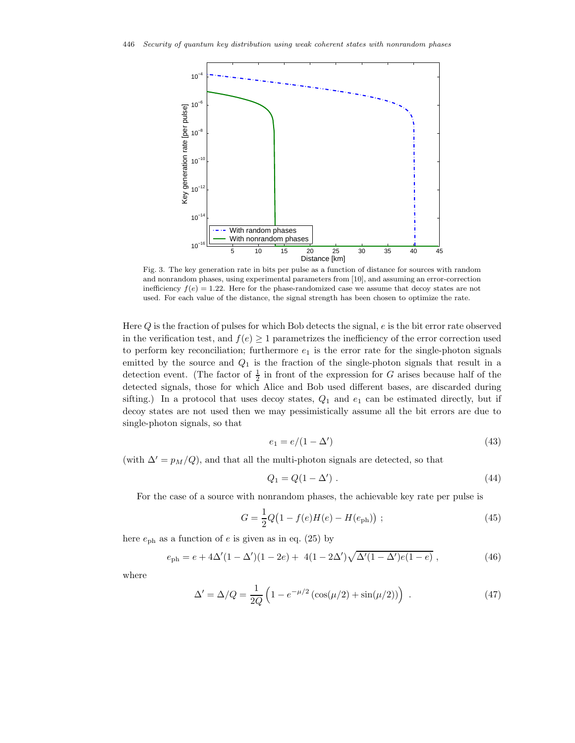Fig. 3. The key generation rate in bits per pulse as a function of distance for sources with random and nonrandom phases, using experimental parameters from [10], and assuming an error-correction inefficiency $f(e) = 1.22$. Here for the phase-randomized case we assume that decoy states are not used. For each value of the distance, the signal strength has been chosen to optimize the rate.

Here $Q$ is the fraction of pulses for which Bob detects the signal, $e$ is the bit error rate observed in the verification test, and $f(e) \geq 1$ parametrizes the inefficiency of the error correction used to perform key reconciliation; furthermore $e_1$ is the error rate for the single-photon signals emitted by the source and $Q_1$ is the fraction of the single-photon signals that result in a detection event. (The factor of $\frac{1}{2}$ in front of the expression for $G$ arises because half of the detected signals, those for which Alice and Bob used different bases, are discarded during sifting.) In a protocol that uses decoy states, $Q_1$ and $e_1$ can be estimated directly, but if decoy states are not used then we may pessimistically assume all the bit errors are due to single-photon signals, so that

$$e_1 = e/(1-\Delta') \tag{43}$$

(with $\Delta' = p_M/Q$), and that all the multi-photon signals are detected, so that

$$Q_1 = Q(1-\Delta') \ . \tag{44}$$

For the case of a source with nonrandom phases, the achievable key rate per pulse is

$$G = \frac{1}{2}Q\big(1 - f(e)H(e) - H(e_{\rm ph})\big) \ ; \tag{45}$$

here $e_{\rm ph}$ as a function of $e$ is given as in eq. (25) by

$$e_{\rm ph} = e + 4\Delta'(1-\Delta')(1-2e) + \ 4(1-2\Delta')\sqrt{\Delta'(1-\Delta')e(1-e)} \ , \tag{46}$$

where

$$\Delta' = \Delta/Q = \frac{1}{2Q}\left(1 - e^{-\mu/2}\left(\cos(\mu/2) + \sin(\mu/2)\right)\right) \ . \tag{47}$$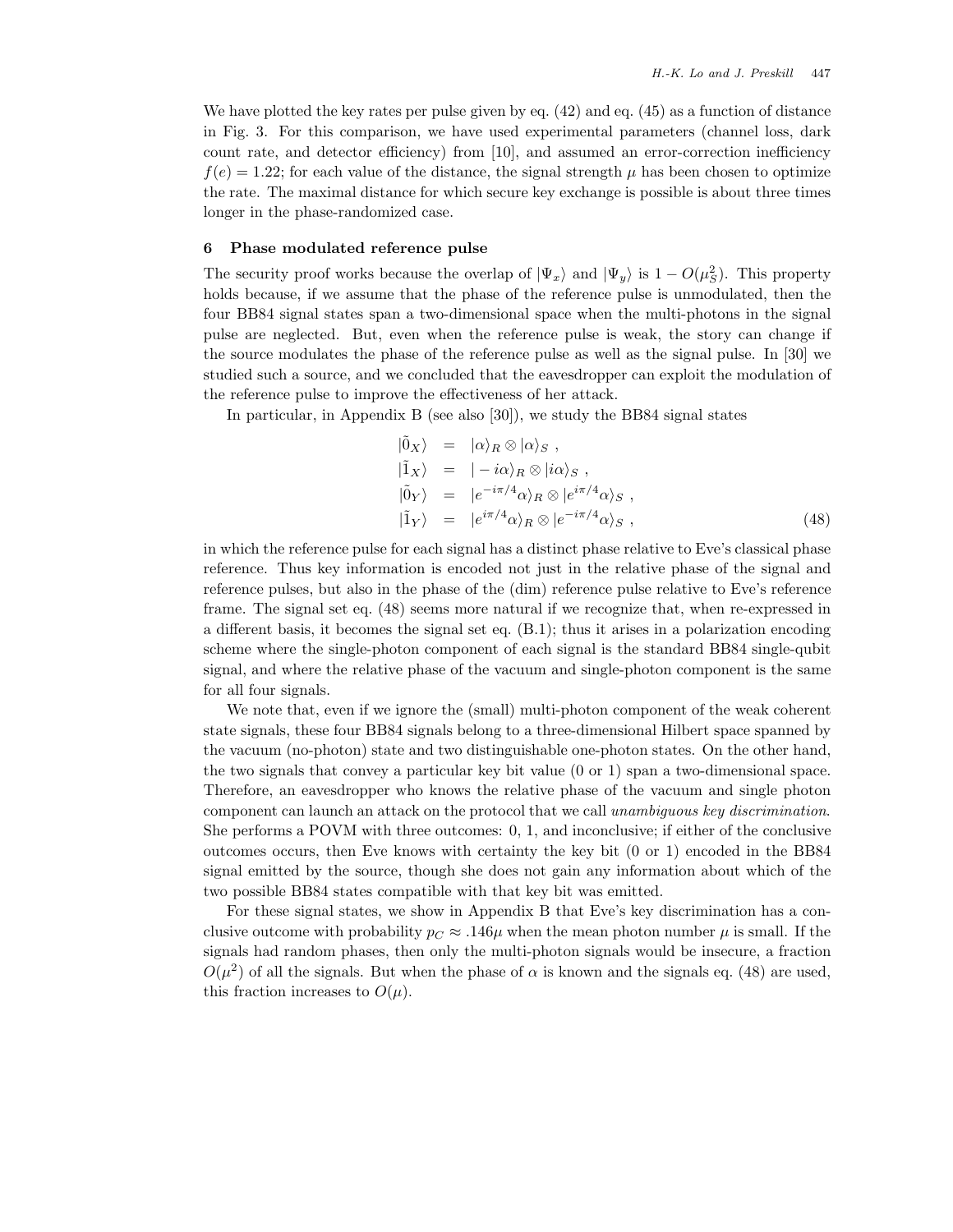We have plotted the key rates per pulse given by eq. (42) and eq. (45) as a function of distance in Fig. 3. For this comparison, we have used experimental parameters (channel loss, dark count rate, and detector efficiency) from [10], and assumed an error-correction inefficiency $f(e) = 1.22$; for each value of the distance, the signal strength $\mu$ has been chosen to optimize the rate. The maximal distance for which secure key exchange is possible is about three times longer in the phase-randomized case.

## 6 Phase modulated reference pulse

The security proof works because the overlap of $|\Psi_x\rangle$ and $|\Psi_y\rangle$ is $1 - O(\mu_S^2)$. This property holds because, if we assume that the phase of the reference pulse is unmodulated, then the four BB84 signal states span a two-dimensional space when the multi-photons in the signal pulse are neglected. But, even when the reference pulse is weak, the story can change if the source modulates the phase of the reference pulse as well as the signal pulse. In [30] we studied such a source, and we concluded that the eavesdropper can exploit the modulation of the reference pulse to improve the effectiveness of her attack.

In particular, in Appendix B (see also [30]), we study the BB84 signal states

$$
\begin{aligned}
|\tilde{0}_X\rangle &= |\alpha\rangle_R \otimes |\alpha\rangle_S \ , \\
|\tilde{1}_X\rangle &= |-i\alpha\rangle_R \otimes |i\alpha\rangle_S \ , \\
|\tilde{0}_Y\rangle &= |e^{-i\pi/4}\alpha\rangle_R \otimes |e^{i\pi/4}\alpha\rangle_S \ , \\
|\tilde{1}_Y\rangle &= |e^{i\pi/4}\alpha\rangle_R \otimes |e^{-i\pi/4}\alpha\rangle_S \ ,
\end{aligned}
\tag{48}
$$

in which the reference pulse for each signal has a distinct phase relative to Eve's classical phase reference. Thus key information is encoded not just in the relative phase of the signal and reference pulses, but also in the phase of the (dim) reference pulse relative to Eve's reference frame. The signal set eq. (48) seems more natural if we recognize that, when re-expressed in a different basis, it becomes the signal set eq. (B.1); thus it arises in a polarization encoding scheme where the single-photon component of each signal is the standard BB84 single-qubit signal, and where the relative phase of the vacuum and single-photon component is the same for all four signals.

We note that, even if we ignore the (small) multi-photon component of the weak coherent state signals, these four BB84 signals belong to a three-dimensional Hilbert space spanned by the vacuum (no-photon) state and two distinguishable one-photon states. On the other hand, the two signals that convey a particular key bit value (0 or 1) span a two-dimensional space. Therefore, an eavesdropper who knows the relative phase of the vacuum and single photon component can launch an attack on the protocol that we call *unambiguous key discrimination*. She performs a POVM with three outcomes: 0, 1, and inconclusive; if either of the conclusive outcomes occurs, then Eve knows with certainty the key bit (0 or 1) encoded in the BB84 signal emitted by the source, though she does not gain any information about which of the two possible BB84 states compatible with that key bit was emitted.

For these signal states, we show in Appendix B that Eve's key discrimination has a conclusive outcome with probability $p_C \approx .146\mu$ when the mean photon number $\mu$ is small. If the signals had random phases, then only the multi-photon signals would be insecure, a fraction $O(\mu^2)$ of all the signals. But when the phase of $\alpha$ is known and the signals eq. (48) are used, this fraction increases to $O(\mu)$.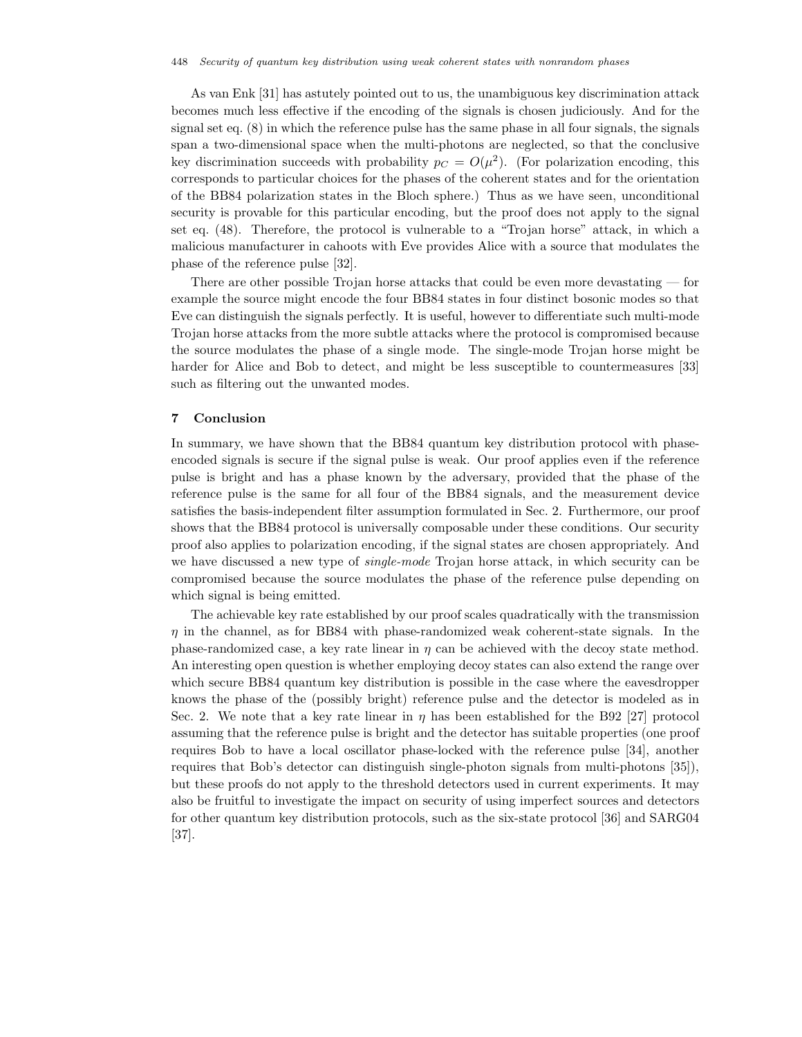As van Enk [31] has astutely pointed out to us, the unambiguous key discrimination attack becomes much less effective if the encoding of the signals is chosen judiciously. And for the signal set eq. (8) in which the reference pulse has the same phase in all four signals, the signals span a two-dimensional space when the multi-photons are neglected, so that the conclusive key discrimination succeeds with probability $p_C = O(\mu^2)$. (For polarization encoding, this corresponds to particular choices for the phases of the coherent states and for the orientation of the BB84 polarization states in the Bloch sphere.) Thus as we have seen, unconditional security is provable for this particular encoding, but the proof does not apply to the signal set eq. (48). Therefore, the protocol is vulnerable to a "Trojan horse" attack, in which a malicious manufacturer in cahoots with Eve provides Alice with a source that modulates the phase of the reference pulse [32].

There are other possible Trojan horse attacks that could be even more devastating — for example the source might encode the four BB84 states in four distinct bosonic modes so that Eve can distinguish the signals perfectly. It is useful, however to differentiate such multi-mode Trojan horse attacks from the more subtle attacks where the protocol is compromised because the source modulates the phase of a single mode. The single-mode Trojan horse might be harder for Alice and Bob to detect, and might be less susceptible to countermeasures [33] such as filtering out the unwanted modes.

## 7 Conclusion

In summary, we have shown that the BB84 quantum key distribution protocol with phase-encoded signals is secure if the signal pulse is weak. Our proof applies even if the reference pulse is bright and has a phase known by the adversary, provided that the phase of the reference pulse is the same for all four of the BB84 signals, and the measurement device satisfies the basis-independent filter assumption formulated in Sec. 2. Furthermore, our proof shows that the BB84 protocol is universally composable under these conditions. Our security proof also applies to polarization encoding, if the signal states are chosen appropriately. And we have discussed a new type of *single-mode* Trojan horse attack, in which security can be compromised because the source modulates the phase of the reference pulse depending on which signal is being emitted.

The achievable key rate established by our proof scales quadratically with the transmission $\eta$ in the channel, as for BB84 with phase-randomized weak coherent-state signals. In the phase-randomized case, a key rate linear in $\eta$ can be achieved with the decoy state method. An interesting open question is whether employing decoy states can also extend the range over which secure BB84 quantum key distribution is possible in the case where the eavesdropper knows the phase of the (possibly bright) reference pulse and the detector is modeled as in Sec. 2. We note that a key rate linear in $\eta$ has been established for the B92 [27] protocol assuming that the reference pulse is bright and the detector has suitable properties (one proof requires Bob to have a local oscillator phase-locked with the reference pulse [34], another requires that Bob's detector can distinguish single-photon signals from multi-photons [35]), but these proofs do not apply to the threshold detectors used in current experiments. It may also be fruitful to investigate the impact on security of using imperfect sources and detectors for other quantum key distribution protocols, such as the six-state protocol [36] and SARG04 [37].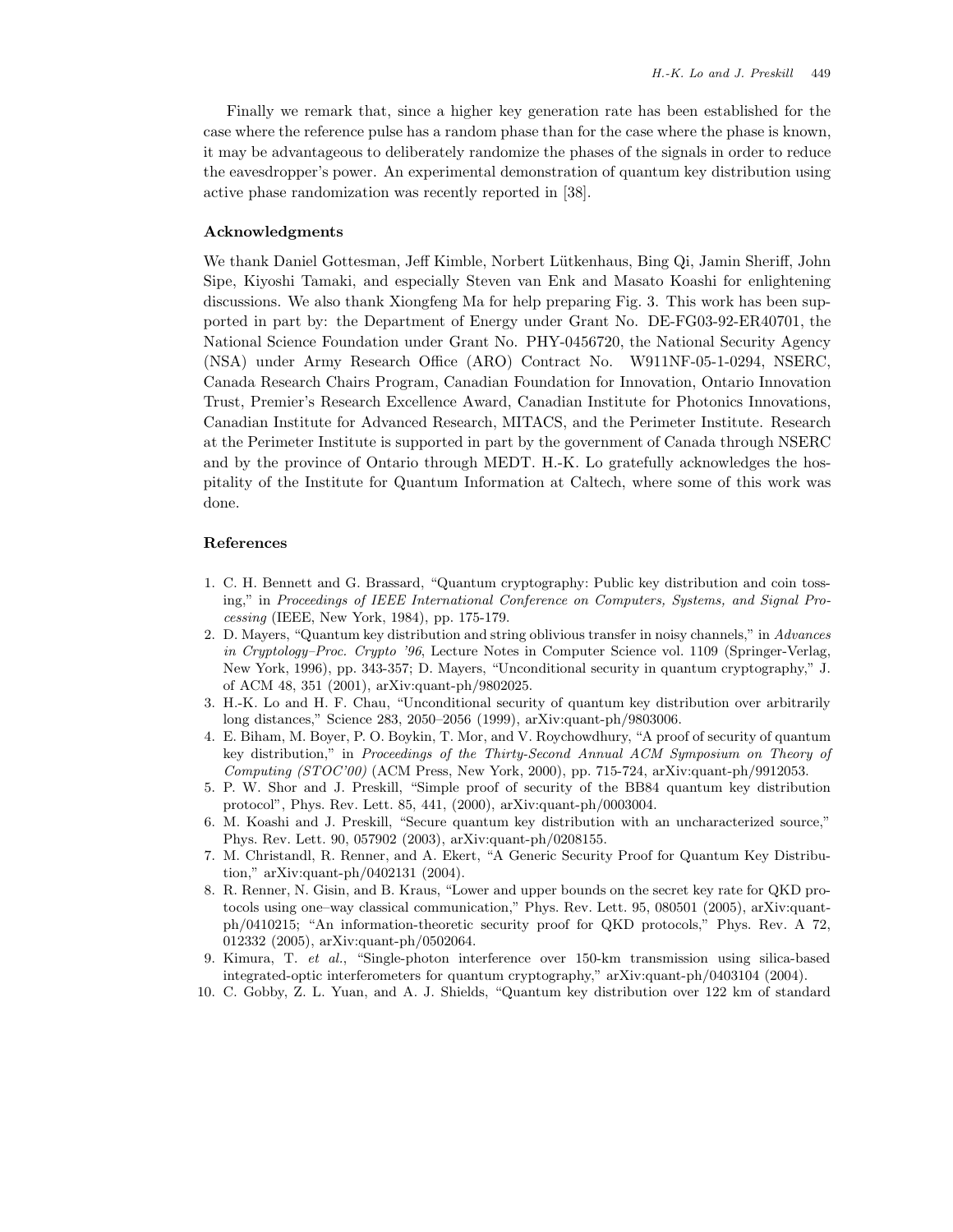Finally we remark that, since a higher key generation rate has been established for the case where the reference pulse has a random phase than for the case where the phase is known, it may be advantageous to deliberately randomize the phases of the signals in order to reduce the eavesdropper's power. An experimental demonstration of quantum key distribution using active phase randomization was recently reported in [38].

### Acknowledgments

We thank Daniel Gottesman, Jeff Kimble, Norbert Lütkenhaus, Bing Qi, Jamin Sheriff, John Sipe, Kiyoshi Tamaki, and especially Steven van Enk and Masato Koashi for enlightening discussions. We also thank Xiongfeng Ma for help preparing Fig. 3. This work has been supported in part by: the Department of Energy under Grant No. DE-FG03-92-ER40701, the National Science Foundation under Grant No. PHY-0456720, the National Security Agency (NSA) under Army Research Office (ARO) Contract No. W911NF-05-1-0294, NSERC, Canada Research Chairs Program, Canadian Foundation for Innovation, Ontario Innovation Trust, Premier's Research Excellence Award, Canadian Institute for Photonics Innovations, Canadian Institute for Advanced Research, MITACS, and the Perimeter Institute. Research at the Perimeter Institute is supported in part by the government of Canada through NSERC and by the province of Ontario through MEDT. H.-K. Lo gratefully acknowledges the hospitality of the Institute for Quantum Information at Caltech, where some of this work was done.

### References

1. C. H. Bennett and G. Brassard, "Quantum cryptography: Public key distribution and coin tossing," in *Proceedings of IEEE International Conference on Computers, Systems, and Signal Processing* (IEEE, New York, 1984), pp. 175-179.
2. D. Mayers, "Quantum key distribution and string oblivious transfer in noisy channels," in *Advances in Cryptology–Proc. Crypto '96*, Lecture Notes in Computer Science vol. 1109 (Springer-Verlag, New York, 1996), pp. 343-357; D. Mayers, "Unconditional security in quantum cryptography," J. of ACM 48, 351 (2001), arXiv:quant-ph/9802025.
3. H.-K. Lo and H. F. Chau, "Unconditional security of quantum key distribution over arbitrarily long distances," Science 283, 2050–2056 (1999), arXiv:quant-ph/9803006.
4. E. Biham, M. Boyer, P. O. Boykin, T. Mor, and V. Roychowdhury, "A proof of security of quantum key distribution," in *Proceedings of the Thirty-Second Annual ACM Symposium on Theory of Computing (STOC'00)* (ACM Press, New York, 2000), pp. 715-724, arXiv:quant-ph/9912053.
5. P. W. Shor and J. Preskill, "Simple proof of security of the BB84 quantum key distribution protocol", Phys. Rev. Lett. 85, 441, (2000), arXiv:quant-ph/0003004.
6. M. Koashi and J. Preskill, "Secure quantum key distribution with an uncharacterized source," Phys. Rev. Lett. 90, 057902 (2003), arXiv:quant-ph/0208155.
7. M. Christandl, R. Renner, and A. Ekert, "A Generic Security Proof for Quantum Key Distribution," arXiv:quant-ph/0402131 (2004).
8. R. Renner, N. Gisin, and B. Kraus, "Lower and upper bounds on the secret key rate for QKD protocols using one–way classical communication," Phys. Rev. Lett. 95, 080501 (2005), arXiv:quant-ph/0410215; "An information-theoretic security proof for QKD protocols," Phys. Rev. A 72, 012332 (2005), arXiv:quant-ph/0502064.
9. Kimura, T. *et al.*, "Single-photon interference over 150-km transmission using silica-based integrated-optic interferometers for quantum cryptography," arXiv:quant-ph/0403104 (2004).
10. C. Gobby, Z. L. Yuan, and A. J. Shields, "Quantum key distribution over 122 km of standard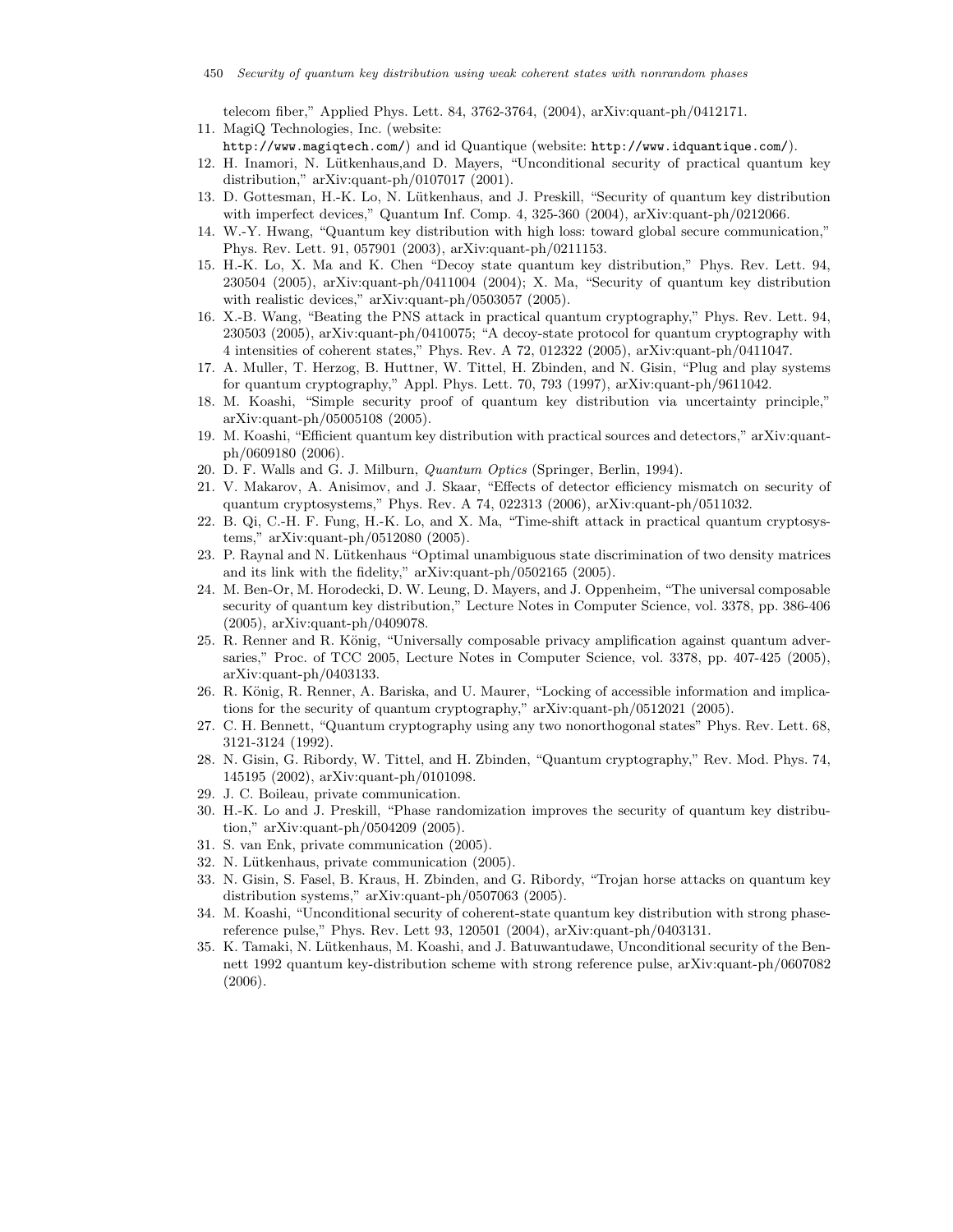telecom fiber," Applied Phys. Lett. 84, 3762-3764, (2004), arXiv:quant-ph/0412171.

11. MagiQ Technologies, Inc. (website: http://www.magiqtech.com/) and id Quantique (website: http://www.idquantique.com/).
12. H. Inamori, N. Lütkenhaus,and D. Mayers, "Unconditional security of practical quantum key distribution," arXiv:quant-ph/0107017 (2001).
13. D. Gottesman, H.-K. Lo, N. Lütkenhaus, and J. Preskill, "Security of quantum key distribution with imperfect devices," Quantum Inf. Comp. 4, 325-360 (2004), arXiv:quant-ph/0212066.
14. W.-Y. Hwang, "Quantum key distribution with high loss: toward global secure communication," Phys. Rev. Lett. 91, 057901 (2003), arXiv:quant-ph/0211153.
15. H.-K. Lo, X. Ma and K. Chen "Decoy state quantum key distribution," Phys. Rev. Lett. 94, 230504 (2005), arXiv:quant-ph/0411004 (2004); X. Ma, "Security of quantum key distribution with realistic devices," arXiv:quant-ph/0503057 (2005).
16. X.-B. Wang, "Beating the PNS attack in practical quantum cryptography," Phys. Rev. Lett. 94, 230503 (2005), arXiv:quant-ph/0410075; "A decoy-state protocol for quantum cryptography with 4 intensities of coherent states," Phys. Rev. A 72, 012322 (2005), arXiv:quant-ph/0411047.
17. A. Muller, T. Herzog, B. Huttner, W. Tittel, H. Zbinden, and N. Gisin, "Plug and play systems for quantum cryptography," Appl. Phys. Lett. 70, 793 (1997), arXiv:quant-ph/9611042.
18. M. Koashi, "Simple security proof of quantum key distribution via uncertainty principle," arXiv:quant-ph/05005108 (2005).
19. M. Koashi, "Efficient quantum key distribution with practical sources and detectors," arXiv:quant-ph/0609180 (2006).
20. D. F. Walls and G. J. Milburn, *Quantum Optics* (Springer, Berlin, 1994).
21. V. Makarov, A. Anisimov, and J. Skaar, "Effects of detector efficiency mismatch on security of quantum cryptosystems," Phys. Rev. A 74, 022313 (2006), arXiv:quant-ph/0511032.
22. B. Qi, C.-H. F. Fung, H.-K. Lo, and X. Ma, "Time-shift attack in practical quantum cryptosystems," arXiv:quant-ph/0512080 (2005).
23. P. Raynal and N. Lütkenhaus "Optimal unambiguous state discrimination of two density matrices and its link with the fidelity," arXiv:quant-ph/0502165 (2005).
24. M. Ben-Or, M. Horodecki, D. W. Leung, D. Mayers, and J. Oppenheim, "The universal composable security of quantum key distribution," Lecture Notes in Computer Science, vol. 3378, pp. 386-406 (2005), arXiv:quant-ph/0409078.
25. R. Renner and R. König, "Universally composable privacy amplification against quantum adversaries," Proc. of TCC 2005, Lecture Notes in Computer Science, vol. 3378, pp. 407-425 (2005), arXiv:quant-ph/0403133.
26. R. König, R. Renner, A. Bariska, and U. Maurer, "Locking of accessible information and implications for the security of quantum cryptography," arXiv:quant-ph/0512021 (2005).
27. C. H. Bennett, "Quantum cryptography using any two nonorthogonal states" Phys. Rev. Lett. 68, 3121-3124 (1992).
28. N. Gisin, G. Ribordy, W. Tittel, and H. Zbinden, "Quantum cryptography," Rev. Mod. Phys. 74, 145195 (2002), arXiv:quant-ph/0101098.
29. J. C. Boileau, private communication.
30. H.-K. Lo and J. Preskill, "Phase randomization improves the security of quantum key distribution," arXiv:quant-ph/0504209 (2005).
31. S. van Enk, private communication (2005).
32. N. Lütkenhaus, private communication (2005).
33. N. Gisin, S. Fasel, B. Kraus, H. Zbinden, and G. Ribordy, "Trojan horse attacks on quantum key distribution systems," arXiv:quant-ph/0507063 (2005).
34. M. Koashi, "Unconditional security of coherent-state quantum key distribution with strong phase-reference pulse," Phys. Rev. Lett 93, 120501 (2004), arXiv:quant-ph/0403131.
35. K. Tamaki, N. Lütkenhaus, M. Koashi, and J. Batuwantudawe, Unconditional security of the Bennett 1992 quantum key-distribution scheme with strong reference pulse, arXiv:quant-ph/0607082 (2006).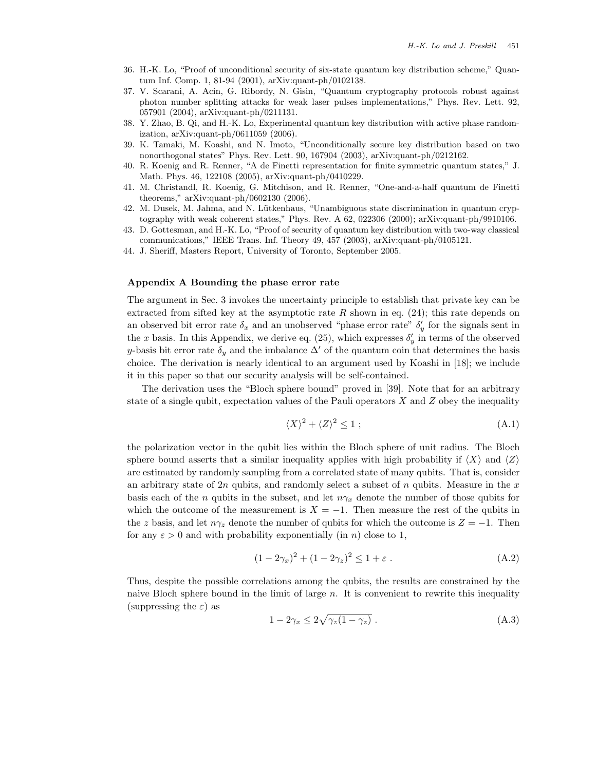36. H.-K. Lo, "Proof of unconditional security of six-state quantum key distribution scheme," Quantum Inf. Comp. 1, 81-94 (2001), arXiv:quant-ph/0102138.
37. V. Scarani, A. Acin, G. Ribordy, N. Gisin, "Quantum cryptography protocols robust against photon number splitting attacks for weak laser pulses implementations," Phys. Rev. Lett. 92, 057901 (2004), arXiv:quant-ph/0211131.
38. Y. Zhao, B. Qi, and H.-K. Lo, Experimental quantum key distribution with active phase randomization, arXiv:quant-ph/0611059 (2006).
39. K. Tamaki, M. Koashi, and N. Imoto, "Unconditionally secure key distribution based on two nonorthogonal states" Phys. Rev. Lett. 90, 167904 (2003), arXiv:quant-ph/0212162.
40. R. Koenig and R. Renner, "A de Finetti representation for finite symmetric quantum states," J. Math. Phys. 46, 122108 (2005), arXiv:quant-ph/0410229.
41. M. Christandl, R. Koenig, G. Mitchison, and R. Renner, "One-and-a-half quantum de Finetti theorems," arXiv:quant-ph/0602130 (2006).
42. M. Dusek, M. Jahma, and N. Lütkenhaus, "Unambiguous state discrimination in quantum cryptography with weak coherent states," Phys. Rev. A 62, 022306 (2000); arXiv:quant-ph/9910106.
43. D. Gottesman, and H.-K. Lo, "Proof of security of quantum key distribution with two-way classical communications," IEEE Trans. Inf. Theory 49, 457 (2003), arXiv:quant-ph/0105121.
44. J. Sheriff, Masters Report, University of Toronto, September 2005.

### Appendix A Bounding the phase error rate

The argument in Sec. 3 invokes the uncertainty principle to establish that private key can be extracted from sifted key at the asymptotic rate $R$ shown in eq. (24); this rate depends on an observed bit error rate $\delta_x$ and an unobserved "phase error rate" $\delta'_y$ for the signals sent in the $x$ basis. In this Appendix, we derive eq. (25), which expresses $\delta'_y$ in terms of the observed $y$-basis bit error rate $\delta_y$ and the imbalance $\Delta'$ of the quantum coin that determines the basis choice. The derivation is nearly identical to an argument used by Koashi in [18]; we include it in this paper so that our security analysis will be self-contained.

The derivation uses the "Bloch sphere bound" proved in [39]. Note that for an arbitrary state of a single qubit, expectation values of the Pauli operators $X$ and $Z$ obey the inequality

$$\langle X \rangle^2 + \langle Z \rangle^2 \leq 1 \; ; \tag{A.1}$$

the polarization vector in the qubit lies within the Bloch sphere of unit radius. The Bloch sphere bound asserts that a similar inequality applies with high probability if $\langle X \rangle$ and $\langle Z \rangle$ are estimated by randomly sampling from a correlated state of many qubits. That is, consider an arbitrary state of $2n$ qubits, and randomly select a subset of $n$ qubits. Measure in the $x$ basis each of the $n$ qubits in the subset, and let $n\gamma_x$ denote the number of those qubits for which the outcome of the measurement is $X = -1$. Then measure the rest of the qubits in the $z$ basis, and let $n\gamma_z$ denote the number of qubits for which the outcome is $Z = -1$. Then for any $\varepsilon > 0$ and with probability exponentially (in $n$) close to 1,

$$(1 - 2\gamma_x)^2 + (1 - 2\gamma_z)^2 \leq 1 + \varepsilon \; . \tag{A.2}$$

Thus, despite the possible correlations among the qubits, the results are constrained by the naive Bloch sphere bound in the limit of large $n$. It is convenient to rewrite this inequality (suppressing the $\varepsilon$) as

$$1 - 2\gamma_x \leq 2\sqrt{\gamma_z(1 - \gamma_z)} \; . \tag{A.3}$$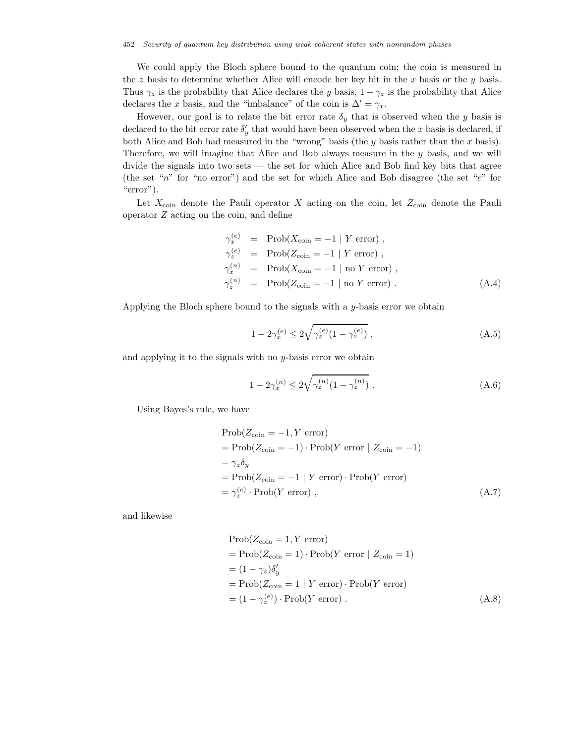We could apply the Bloch sphere bound to the quantum coin; the coin is measured in the $z$ basis to determine whether Alice will encode her key bit in the $x$ basis or the $y$ basis. Thus $\gamma_z$ is the probability that Alice declares the $y$ basis, $1-\gamma_z$ is the probability that Alice declares the $x$ basis, and the "imbalance" of the coin is $\Delta' = \gamma_x$.

However, our goal is to relate the bit error rate $\delta_y$ that is observed when the $y$ basis is declared to the bit error rate $\delta'_y$ that would have been observed when the $x$ basis is declared, if both Alice and Bob had measured in the "wrong" basis (the $y$ basis rather than the $x$ basis). Therefore, we will imagine that Alice and Bob always measure in the $y$ basis, and we will divide the signals into two sets — the set for which Alice and Bob find key bits that agree (the set "$n$" for "no error") and the set for which Alice and Bob disagree (the set "$e$" for "error").

Let $X_{\rm coin}$ denote the Pauli operator $X$ acting on the coin, let $Z_{\rm coin}$ denote the Pauli operator $Z$ acting on the coin, and define

$$
\begin{aligned}
\gamma_x^{(e)} &= {\rm Prob}(X_{\rm coin} = -1 \mid Y \text{ error}) , \\
\gamma_z^{(e)} &= {\rm Prob}(Z_{\rm coin} = -1 \mid Y \text{ error}) , \\
\gamma_x^{(n)} &= {\rm Prob}(X_{\rm coin} = -1 \mid \text{no } Y \text{ error}) , \\
\gamma_z^{(n)} &= {\rm Prob}(Z_{\rm coin} = -1 \mid \text{no } Y \text{ error}) .
\end{aligned}
\tag{A.4}
$$

Applying the Bloch sphere bound to the signals with a $y$-basis error we obtain

$$
1 - 2\gamma_x^{(e)} \leq 2\sqrt{\gamma_z^{(e)}(1-\gamma_z^{(e)})} \ , \tag{A.5}
$$

and applying it to the signals with no $y$-basis error we obtain

$$
1 - 2\gamma_x^{(n)} \leq 2\sqrt{\gamma_z^{(n)}(1-\gamma_z^{(n)})} \ . \tag{A.6}
$$

Using Bayes's rule, we have

$$
\begin{aligned}
&{\rm Prob}(Z_{\rm coin} = -1, Y \text{ error}) \\
&= {\rm Prob}(Z_{\rm coin} = -1) \cdot {\rm Prob}(Y \text{ error} \mid Z_{\rm coin} = -1) \\
&= \gamma_z \delta_y \\
&= {\rm Prob}(Z_{\rm coin} = -1 \mid Y \text{ error}) \cdot {\rm Prob}(Y \text{ error}) \\
&= \gamma_z^{(e)} \cdot {\rm Prob}(Y \text{ error}) ,
\end{aligned}
\tag{A.7}
$$

and likewise

$$
\begin{aligned}
&{\rm Prob}(Z_{\rm coin} = 1, Y \text{ error}) \\
&= {\rm Prob}(Z_{\rm coin} = 1) \cdot {\rm Prob}(Y \text{ error} \mid Z_{\rm coin} = 1) \\
&= (1-\gamma_z) \delta'_y \\
&= {\rm Prob}(Z_{\rm coin} = 1 \mid Y \text{ error}) \cdot {\rm Prob}(Y \text{ error}) \\
&= (1-\gamma_z^{(e)}) \cdot {\rm Prob}(Y \text{ error}) .
\end{aligned}
\tag{A.8}
$$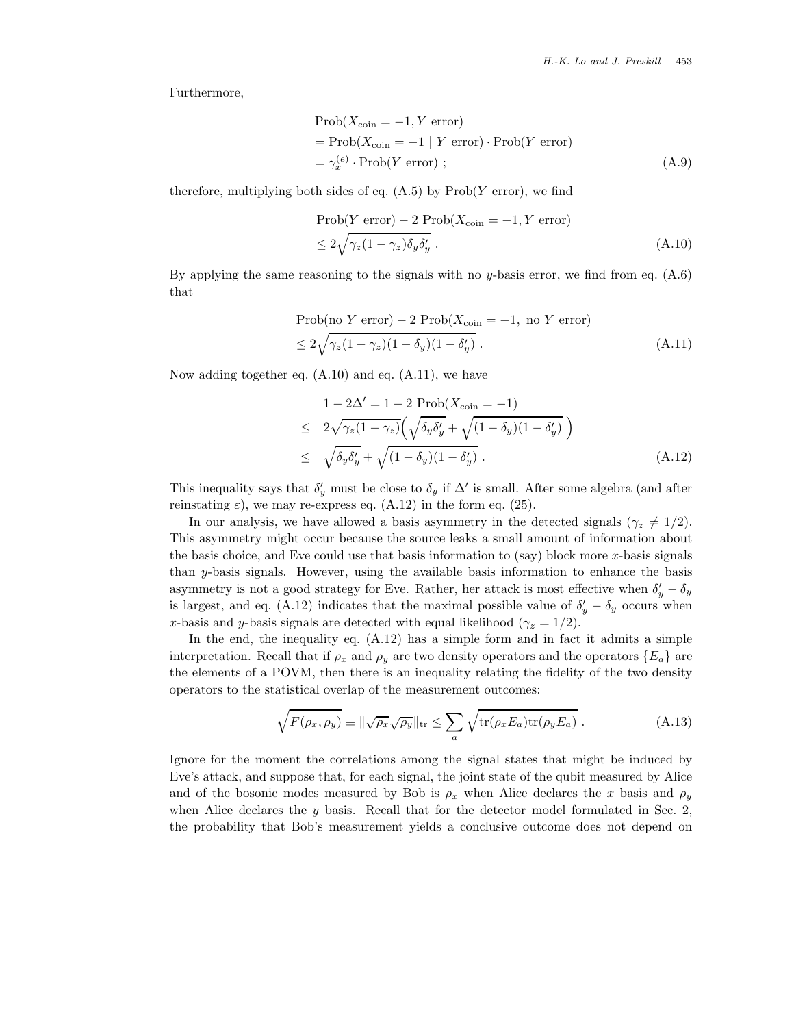Furthermore,

$$
\begin{aligned}
&\text{Prob}(X_{\text{coin}} = -1, Y \text{ error}) \\
&= \text{Prob}(X_{\text{coin}} = -1 \mid Y \text{ error}) \cdot \text{Prob}(Y \text{ error}) \\
&= \gamma_x^{(e)} \cdot \text{Prob}(Y \text{ error}) \; ; \qquad \text{(A.9)}
\end{aligned}
$$

therefore, multiplying both sides of eq. (A.5) by Prob($Y$ error), we find

$$
\begin{aligned}
&\text{Prob}(Y \text{ error}) - 2 \; \text{Prob}(X_{\text{coin}} = -1, Y \text{ error}) \\
&\leq 2\sqrt{\gamma_z(1-\gamma_z)\delta_y \delta_y'} \; . \qquad \text{(A.10)}
\end{aligned}
$$

By applying the same reasoning to the signals with no $y$-basis error, we find from eq. (A.6) that

$$
\begin{aligned}
&\text{Prob}(\text{no } Y \text{ error}) - 2 \; \text{Prob}(X_{\text{coin}} = -1, \text{ no } Y \text{ error}) \\
&\leq 2\sqrt{\gamma_z(1-\gamma_z)(1-\delta_y)(1-\delta_y')} \; . \qquad \text{(A.11)}
\end{aligned}
$$

Now adding together eq. (A.10) and eq. (A.11), we have

$$
\begin{aligned}
& 1 - 2\Delta' = 1 - 2 \; \text{Prob}(X_{\text{coin}} = -1) \\
\leq \; & 2\sqrt{\gamma_z(1-\gamma_z)}\Big(\sqrt{\delta_y \delta_y'} + \sqrt{(1-\delta_y)(1-\delta_y')}\;\Big) \\
\leq \; & \sqrt{\delta_y \delta_y'} + \sqrt{(1-\delta_y)(1-\delta_y')} \; . \qquad \text{(A.12)}
\end{aligned}
$$

This inequality says that $\delta_y'$ must be close to $\delta_y$ if $\Delta'$ is small. After some algebra (and after reinstating $\varepsilon$), we may re-express eq. (A.12) in the form eq. (25).

In our analysis, we have allowed a basis asymmetry in the detected signals ($\gamma_z \neq 1/2$). This asymmetry might occur because the source leaks a small amount of information about the basis choice, and Eve could use that basis information to (say) block more $x$-basis signals than $y$-basis signals. However, using the available basis information to enhance the basis asymmetry is not a good strategy for Eve. Rather, her attack is most effective when $\delta_y' - \delta_y$ is largest, and eq. (A.12) indicates that the maximal possible value of $\delta_y' - \delta_y$ occurs when $x$-basis and $y$-basis signals are detected with equal likelihood ($\gamma_z = 1/2$).

In the end, the inequality eq. (A.12) has a simple form and in fact it admits a simple interpretation. Recall that if $\rho_x$ and $\rho_y$ are two density operators and the operators $\{E_a\}$ are the elements of a POVM, then there is an inequality relating the fidelity of the two density operators to the statistical overlap of the measurement outcomes:

$$
\sqrt{F(\rho_x, \rho_y)} \equiv \|\sqrt{\rho_x}\sqrt{\rho_y}\|_{\text{tr}} \leq \sum_a \sqrt{\text{tr}(\rho_x E_a)\text{tr}(\rho_y E_a)} \; . \qquad \text{(A.13)}
$$

Ignore for the moment the correlations among the signal states that might be induced by Eve's attack, and suppose that, for each signal, the joint state of the qubit measured by Alice and of the bosonic modes measured by Bob is $\rho_x$ when Alice declares the $x$ basis and $\rho_y$ when Alice declares the $y$ basis. Recall that for the detector model formulated in Sec. 2, the probability that Bob's measurement yields a conclusive outcome does not depend on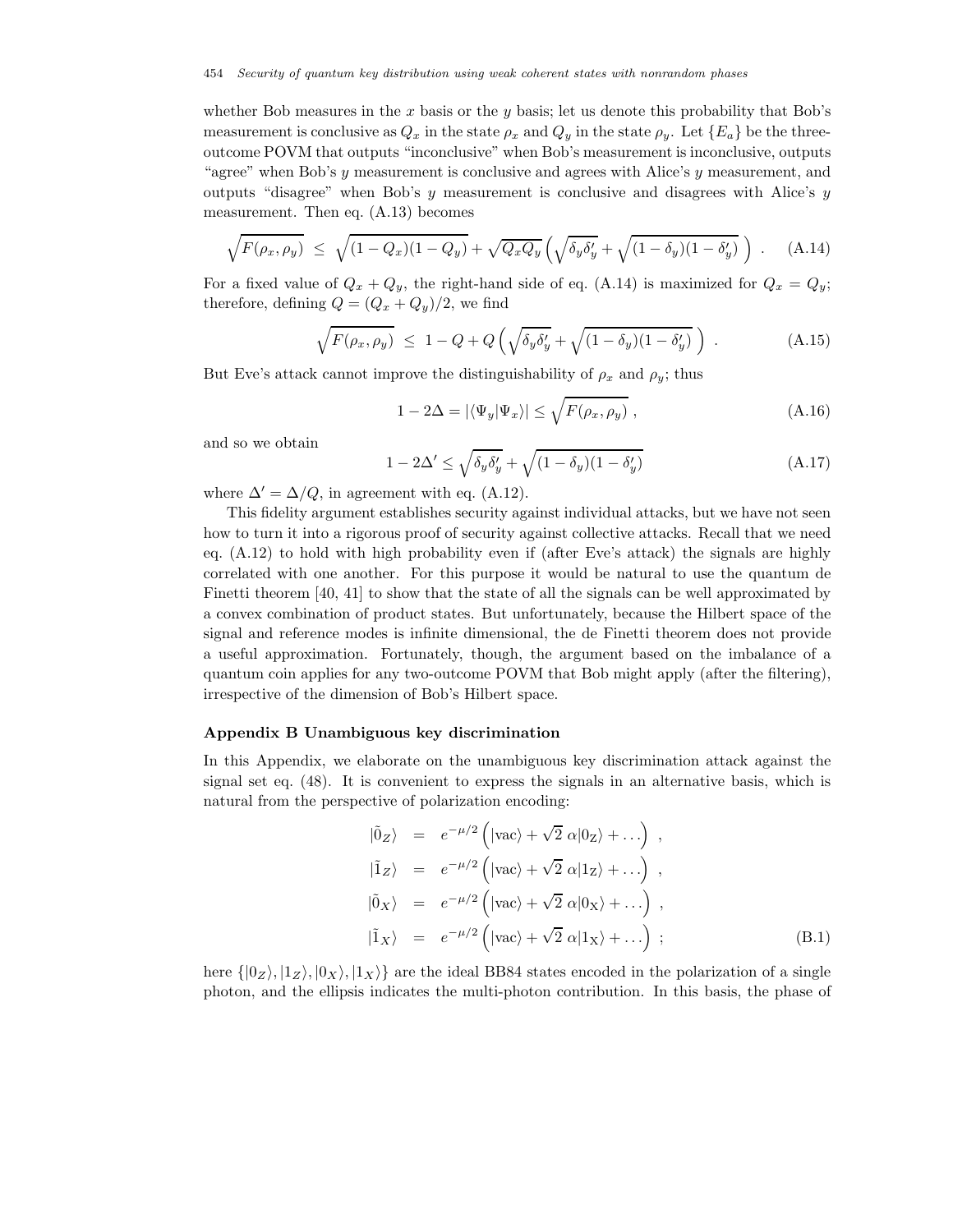whether Bob measures in the $x$ basis or the $y$ basis; let us denote this probability that Bob's measurement is conclusive as $Q_x$ in the state $\rho_x$ and $Q_y$ in the state $\rho_y$. Let $\{E_a\}$ be the three-outcome POVM that outputs "inconclusive" when Bob's measurement is inconclusive, outputs "agree" when Bob's $y$ measurement is conclusive and agrees with Alice's $y$ measurement, and outputs "disagree" when Bob's $y$ measurement is conclusive and disagrees with Alice's $y$ measurement. Then eq. (A.13) becomes

$$\sqrt{F(\rho_x, \rho_y)} \leq \sqrt{(1-Q_x)(1-Q_y)} + \sqrt{Q_x Q_y}\left(\sqrt{\delta_y \delta'_y} + \sqrt{(1-\delta_y)(1-\delta'_y)}\right) . \quad \text{(A.14)}$$

For a fixed value of $Q_x + Q_y$, the right-hand side of eq. (A.14) is maximized for $Q_x = Q_y$; therefore, defining $Q = (Q_x + Q_y)/2$, we find

$$\sqrt{F(\rho_x, \rho_y)} \leq 1 - Q + Q\left(\sqrt{\delta_y \delta'_y} + \sqrt{(1-\delta_y)(1-\delta'_y)}\right) . \quad \text{(A.15)}$$

But Eve's attack cannot improve the distinguishability of $\rho_x$ and $\rho_y$; thus

$$1 - 2\Delta = |\langle \Psi_y | \Psi_x \rangle| \leq \sqrt{F(\rho_x, \rho_y)} , \quad \text{(A.16)}$$

and so we obtain

$$1 - 2\Delta' \leq \sqrt{\delta_y \delta'_y} + \sqrt{(1-\delta_y)(1-\delta'_y)} \quad \text{(A.17)}$$

where $\Delta' = \Delta/Q$, in agreement with eq. (A.12).

This fidelity argument establishes security against individual attacks, but we have not seen how to turn it into a rigorous proof of security against collective attacks. Recall that we need eq. (A.12) to hold with high probability even if (after Eve's attack) the signals are highly correlated with one another. For this purpose it would be natural to use the quantum de Finetti theorem [40, 41] to show that the state of all the signals can be well approximated by a convex combination of product states. But unfortunately, because the Hilbert space of the signal and reference modes is infinite dimensional, the de Finetti theorem does not provide a useful approximation. Fortunately, though, the argument based on the imbalance of a quantum coin applies for any two-outcome POVM that Bob might apply (after the filtering), irrespective of the dimension of Bob's Hilbert space.

## Appendix B Unambiguous key discrimination

In this Appendix, we elaborate on the unambiguous key discrimination attack against the signal set eq. (48). It is convenient to express the signals in an alternative basis, which is natural from the perspective of polarization encoding:

$$\begin{aligned}
|\tilde{0}_Z\rangle &= e^{-\mu/2}\left(|\text{vac}\rangle + \sqrt{2}\ \alpha |0_\text{Z}\rangle + \ldots\right) , \\
|\tilde{1}_Z\rangle &= e^{-\mu/2}\left(|\text{vac}\rangle + \sqrt{2}\ \alpha |1_\text{Z}\rangle + \ldots\right) , \\
|\tilde{0}_X\rangle &= e^{-\mu/2}\left(|\text{vac}\rangle + \sqrt{2}\ \alpha |0_\text{X}\rangle + \ldots\right) , \\
|\tilde{1}_X\rangle &= e^{-\mu/2}\left(|\text{vac}\rangle + \sqrt{2}\ \alpha |1_\text{X}\rangle + \ldots\right) ;
\end{aligned} \quad \text{(B.1)}$$

here $\{|0_Z\rangle, |1_Z\rangle, |0_X\rangle, |1_X\rangle\}$ are the ideal BB84 states encoded in the polarization of a single photon, and the ellipsis indicates the multi-photon contribution. In this basis, the phase of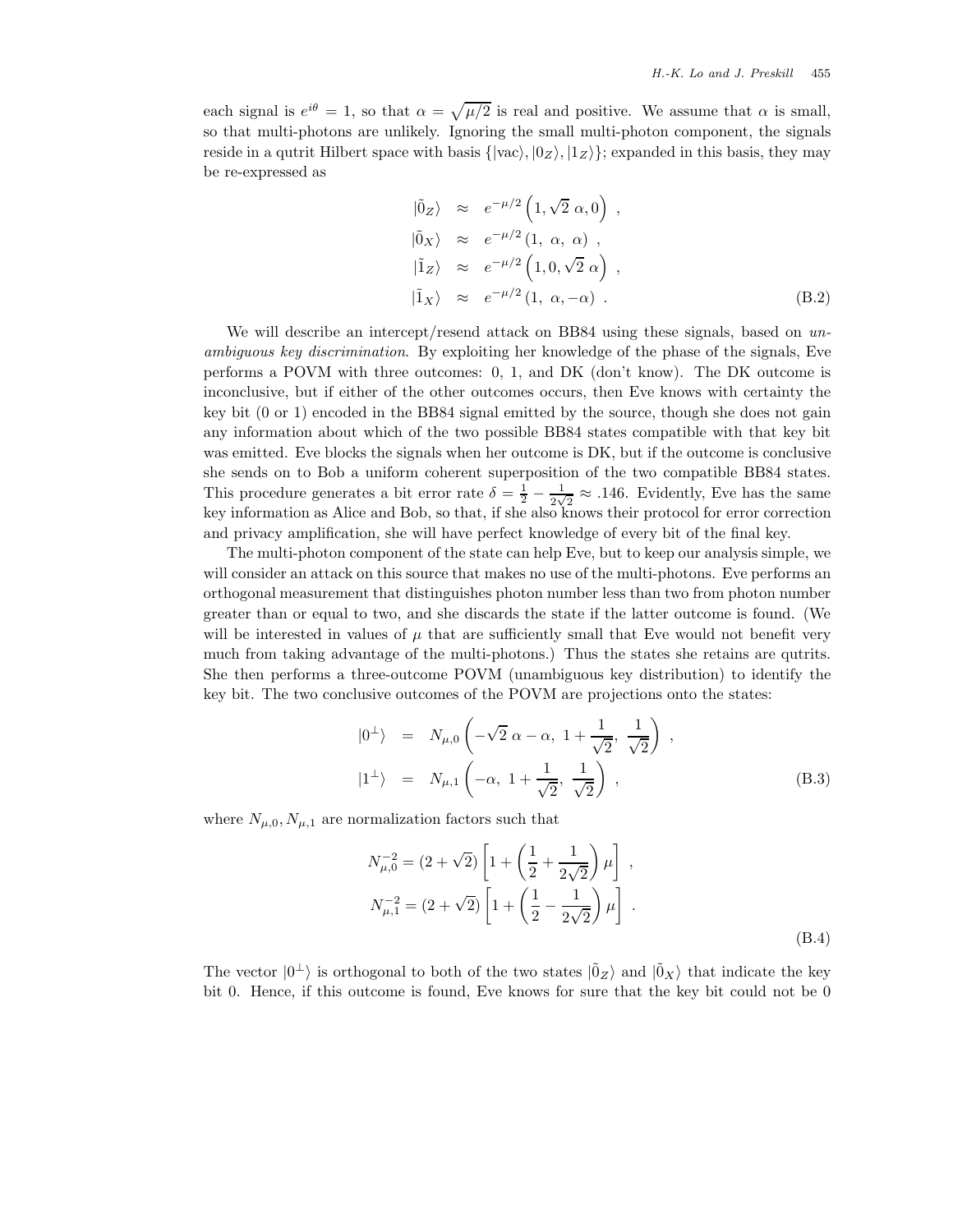each signal is $e^{i\theta} = 1$, so that $\alpha = \sqrt{\mu/2}$ is real and positive. We assume that $\alpha$ is small, so that multi-photons are unlikely. Ignoring the small multi-photon component, the signals reside in a qutrit Hilbert space with basis $\{|\text{vac}\rangle, |0_Z\rangle, |1_Z\rangle\}$; expanded in this basis, they may be re-expressed as

$$
\begin{aligned}
|\tilde{0}_Z\rangle &\approx e^{-\mu/2}\left(1, \sqrt{2}\,\alpha, 0\right) , \\
|\tilde{0}_X\rangle &\approx e^{-\mu/2}\left(1,\ \alpha,\ \alpha\right) , \\
|\tilde{1}_Z\rangle &\approx e^{-\mu/2}\left(1, 0, \sqrt{2}\,\alpha\right) , \\
|\tilde{1}_X\rangle &\approx e^{-\mu/2}\left(1,\ \alpha, -\alpha\right) .
\end{aligned}
\tag{B.2}
$$

We will describe an intercept/resend attack on BB84 using these signals, based on *unambiguous key discrimination*. By exploiting her knowledge of the phase of the signals, Eve performs a POVM with three outcomes: 0, 1, and DK (don't know). The DK outcome is inconclusive, but if either of the other outcomes occurs, then Eve knows with certainty the key bit (0 or 1) encoded in the BB84 signal emitted by the source, though she does not gain any information about which of the two possible BB84 states compatible with that key bit was emitted. Eve blocks the signals when her outcome is DK, but if the outcome is conclusive she sends on to Bob a uniform coherent superposition of the two compatible BB84 states. This procedure generates a bit error rate $\delta = \frac{1}{2} - \frac{1}{2\sqrt{2}} \approx .146$. Evidently, Eve has the same key information as Alice and Bob, so that, if she also knows their protocol for error correction and privacy amplification, she will have perfect knowledge of every bit of the final key.

The multi-photon component of the state can help Eve, but to keep our analysis simple, we will consider an attack on this source that makes no use of the multi-photons. Eve performs an orthogonal measurement that distinguishes photon number less than two from photon number greater than or equal to two, and she discards the state if the latter outcome is found. (We will be interested in values of $\mu$ that are sufficiently small that Eve would not benefit very much from taking advantage of the multi-photons.) Thus the states she retains are qutrits. She then performs a three-outcome POVM (unambiguous key distribution) to identify the key bit. The two conclusive outcomes of the POVM are projections onto the states:

$$
\begin{aligned}
|0^{\perp}\rangle &= N_{\mu,0}\left(-\sqrt{2}\,\alpha - \alpha,\ 1 + \frac{1}{\sqrt{2}},\ \frac{1}{\sqrt{2}}\right) , \\
|1^{\perp}\rangle &= N_{\mu,1}\left(-\alpha,\ 1 + \frac{1}{\sqrt{2}},\ \frac{1}{\sqrt{2}}\right) ,
\end{aligned}
\tag{B.3}
$$

where $N_{\mu,0}, N_{\mu,1}$ are normalization factors such that

$$
\begin{aligned}
N_{\mu,0}^{-2} &= (2+\sqrt{2})\left[1 + \left(\frac{1}{2} + \frac{1}{2\sqrt{2}}\right)\mu\right] , \\
N_{\mu,1}^{-2} &= (2+\sqrt{2})\left[1 + \left(\frac{1}{2} - \frac{1}{2\sqrt{2}}\right)\mu\right] .
\end{aligned}
\tag{B.4}
$$

The vector $|0^{\perp}\rangle$ is orthogonal to both of the two states $|\tilde{0}_Z\rangle$ and $|\tilde{0}_X\rangle$ that indicate the key bit 0. Hence, if this outcome is found, Eve knows for sure that the key bit could not be 0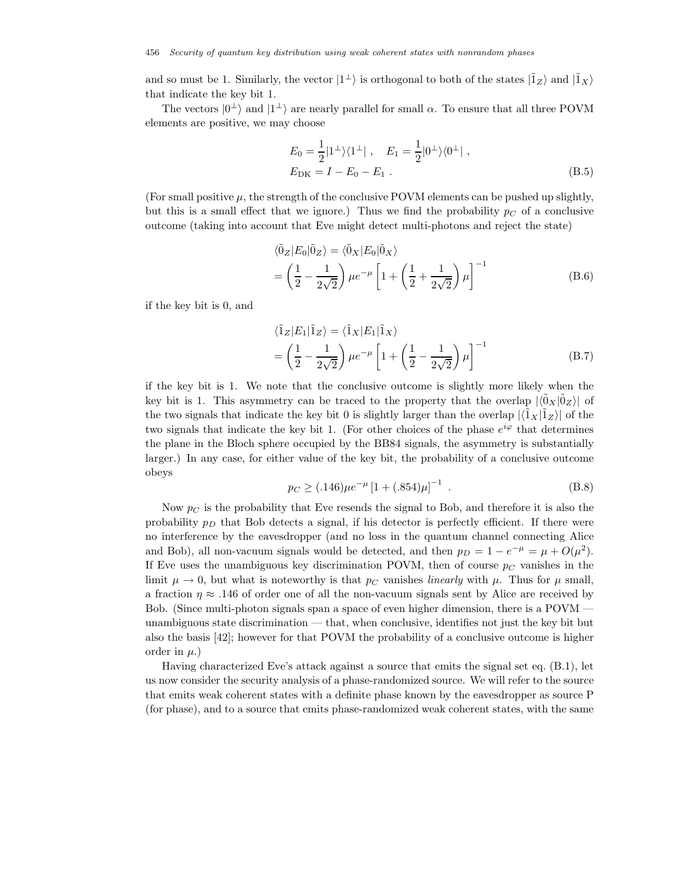and so must be 1. Similarly, the vector $|1^\perp\rangle$ is orthogonal to both of the states $|\tilde{1}_Z\rangle$ and $|\tilde{1}_X\rangle$ that indicate the key bit 1.

The vectors $|0^\perp\rangle$ and $|1^\perp\rangle$ are nearly parallel for small $\alpha$. To ensure that all three POVM elements are positive, we may choose

$$
\begin{aligned}
&E_0 = \frac{1}{2}|1^\perp\rangle\langle 1^\perp| \ , \quad E_1 = \frac{1}{2}|0^\perp\rangle\langle 0^\perp| \ , \\
&E_{\rm DK} = I - E_0 - E_1 \ .
\end{aligned}
\tag{B.5}
$$

(For small positive $\mu$, the strength of the conclusive POVM elements can be pushed up slightly, but this is a small effect that we ignore.) Thus we find the probability $p_C$ of a conclusive outcome (taking into account that Eve might detect multi-photons and reject the state)

$$
\begin{aligned}
&\langle\tilde{0}_Z|E_0|\tilde{0}_Z\rangle = \langle\tilde{0}_X|E_0|\tilde{0}_X\rangle \\
&= \left(\frac{1}{2} - \frac{1}{2\sqrt{2}}\right)\mu e^{-\mu}\left[1 + \left(\frac{1}{2} + \frac{1}{2\sqrt{2}}\right)\mu\right]^{-1}
\end{aligned}
\tag{B.6}
$$

if the key bit is 0, and

$$
\begin{aligned}
&\langle\tilde{1}_Z|E_1|\tilde{1}_Z\rangle = \langle\tilde{1}_X|E_1|\tilde{1}_X\rangle \\
&= \left(\frac{1}{2} - \frac{1}{2\sqrt{2}}\right)\mu e^{-\mu}\left[1 + \left(\frac{1}{2} - \frac{1}{2\sqrt{2}}\right)\mu\right]^{-1}
\end{aligned}
\tag{B.7}
$$

if the key bit is 1. We note that the conclusive outcome is slightly more likely when the key bit is 1. This asymmetry can be traced to the property that the overlap $|\langle\tilde{0}_X|\tilde{0}_Z\rangle|$ of the two signals that indicate the key bit 0 is slightly larger than the overlap $|\langle\tilde{1}_X|\tilde{1}_Z\rangle|$ of the two signals that indicate the key bit 1. (For other choices of the phase $e^{i\varphi}$ that determines the plane in the Bloch sphere occupied by the BB84 signals, the asymmetry is substantially larger.) In any case, for either value of the key bit, the probability of a conclusive outcome obeys

$$
p_C \geq (.146)\mu e^{-\mu}\left[1 + (.854)\mu\right]^{-1} \ .
\tag{B.8}
$$

Now $p_C$ is the probability that Eve resends the signal to Bob, and therefore it is also the probability $p_D$ that Bob detects a signal, if his detector is perfectly efficient. If there were no interference by the eavesdropper (and no loss in the quantum channel connecting Alice and Bob), all non-vacuum signals would be detected, and then $p_D = 1 - e^{-\mu} = \mu + O(\mu^2)$. If Eve uses the unambiguous key discrimination POVM, then of course $p_C$ vanishes in the limit $\mu \to 0$, but what is noteworthy is that $p_C$ vanishes *linearly* with $\mu$. Thus for $\mu$ small, a fraction $\eta \approx .146$ of order one of all the non-vacuum signals sent by Alice are received by Bob. (Since multi-photon signals span a space of even higher dimension, there is a POVM — unambiguous state discrimination — that, when conclusive, identifies not just the key bit but also the basis [42]; however for that POVM the probability of a conclusive outcome is higher order in $\mu$.)

Having characterized Eve's attack against a source that emits the signal set eq. (B.1), let us now consider the security analysis of a phase-randomized source. We will refer to the source that emits weak coherent states with a definite phase known by the eavesdropper as source P (for phase), and to a source that emits phase-randomized weak coherent states, with the same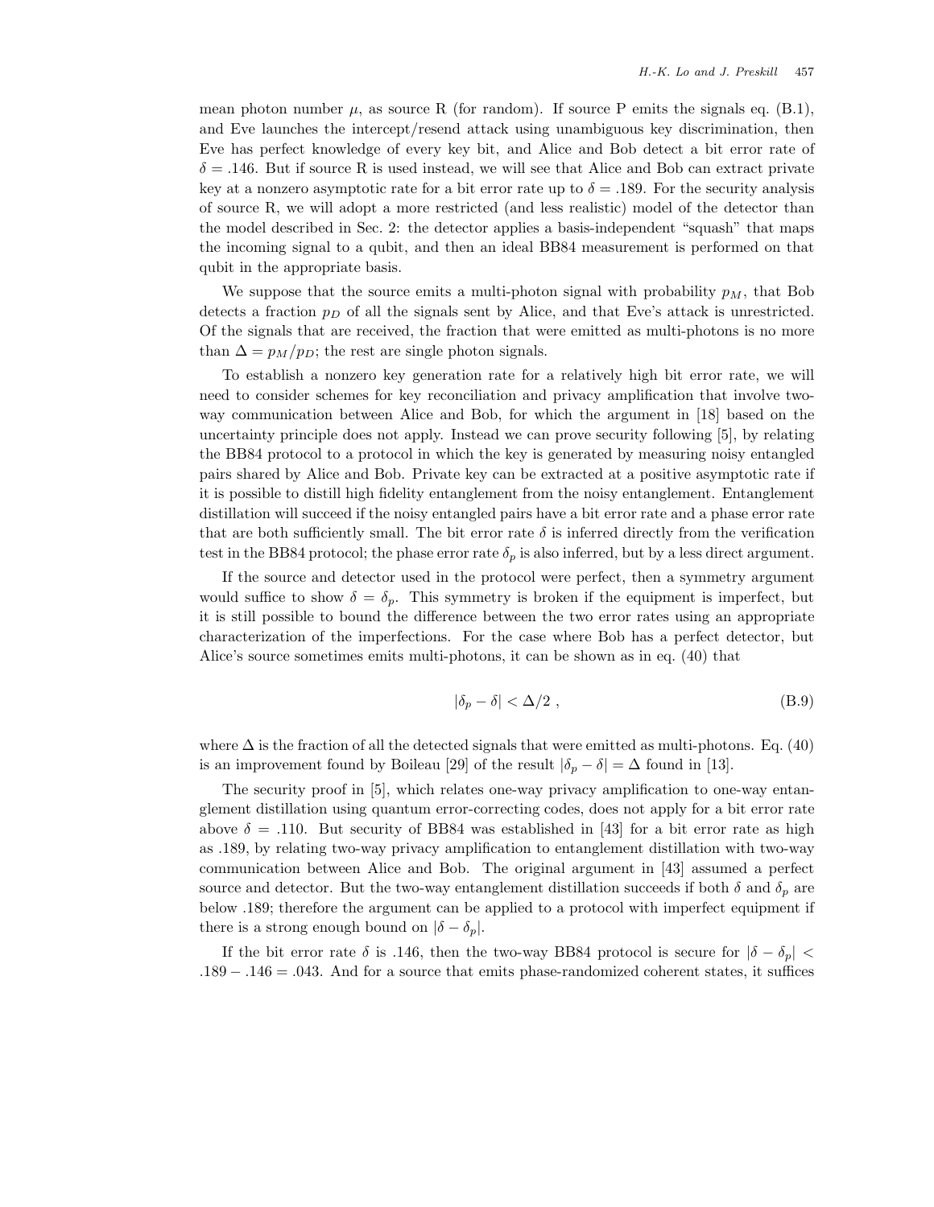mean photon number $\mu$, as source R (for random). If source P emits the signals eq. (B.1), and Eve launches the intercept/resend attack using unambiguous key discrimination, then Eve has perfect knowledge of every key bit, and Alice and Bob detect a bit error rate of $\delta = .146$. But if source R is used instead, we will see that Alice and Bob can extract private key at a nonzero asymptotic rate for a bit error rate up to $\delta = .189$. For the security analysis of source R, we will adopt a more restricted (and less realistic) model of the detector than the model described in Sec. 2: the detector applies a basis-independent "squash" that maps the incoming signal to a qubit, and then an ideal BB84 measurement is performed on that qubit in the appropriate basis.

We suppose that the source emits a multi-photon signal with probability $p_M$, that Bob detects a fraction $p_D$ of all the signals sent by Alice, and that Eve's attack is unrestricted. Of the signals that are received, the fraction that were emitted as multi-photons is no more than $\Delta = p_M/p_D$; the rest are single photon signals.

To establish a nonzero key generation rate for a relatively high bit error rate, we will need to consider schemes for key reconciliation and privacy amplification that involve two-way communication between Alice and Bob, for which the argument in [18] based on the uncertainty principle does not apply. Instead we can prove security following [5], by relating the BB84 protocol to a protocol in which the key is generated by measuring noisy entangled pairs shared by Alice and Bob. Private key can be extracted at a positive asymptotic rate if it is possible to distill high fidelity entanglement from the noisy entanglement. Entanglement distillation will succeed if the noisy entangled pairs have a bit error rate and a phase error rate that are both sufficiently small. The bit error rate $\delta$ is inferred directly from the verification test in the BB84 protocol; the phase error rate $\delta_p$ is also inferred, but by a less direct argument.

If the source and detector used in the protocol were perfect, then a symmetry argument would suffice to show $\delta = \delta_p$. This symmetry is broken if the equipment is imperfect, but it is still possible to bound the difference between the two error rates using an appropriate characterization of the imperfections. For the case where Bob has a perfect detector, but Alice's source sometimes emits multi-photons, it can be shown as in eq. (40) that

$$|\delta_p - \delta| < \Delta/2 \; , \tag{B.9}$$

where $\Delta$ is the fraction of all the detected signals that were emitted as multi-photons. Eq. (40) is an improvement found by Boileau [29] of the result $|\delta_p - \delta| = \Delta$ found in [13].

The security proof in [5], which relates one-way privacy amplification to one-way entanglement distillation using quantum error-correcting codes, does not apply for a bit error rate above $\delta = .110$. But security of BB84 was established in [43] for a bit error rate as high as .189, by relating two-way privacy amplification to entanglement distillation with two-way communication between Alice and Bob. The original argument in [43] assumed a perfect source and detector. But the two-way entanglement distillation succeeds if both $\delta$ and $\delta_p$ are below .189; therefore the argument can be applied to a protocol with imperfect equipment if there is a strong enough bound on $|\delta - \delta_p|$.

If the bit error rate $\delta$ is .146, then the two-way BB84 protocol is secure for $|\delta - \delta_p| < .189 - .146 = .043$. And for a source that emits phase-randomized coherent states, it suffices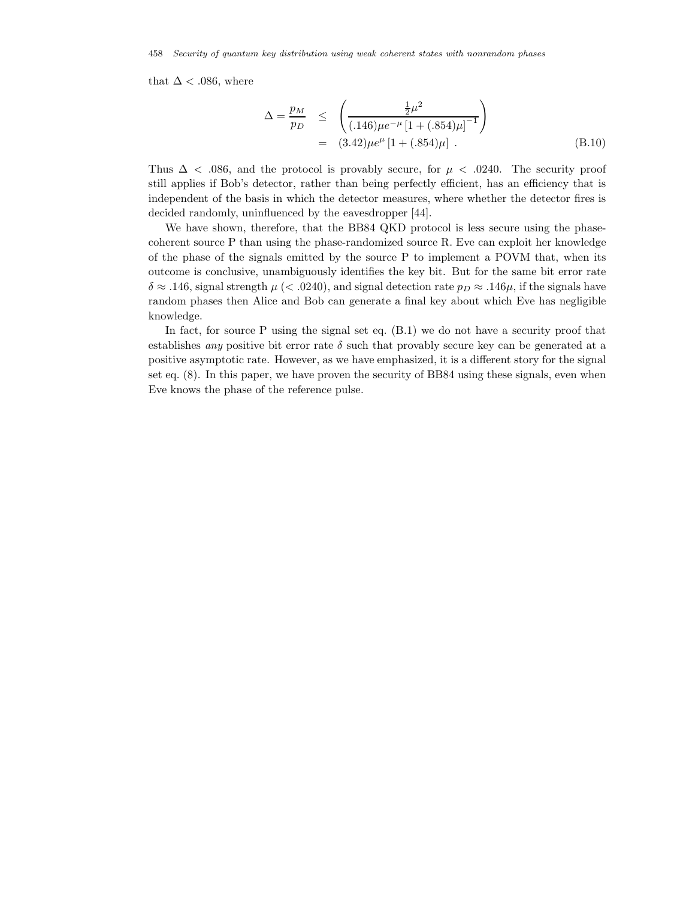that $\Delta < .086$, where

$$
\begin{aligned}
\Delta = \frac{p_M}{p_D} &\leq \left( \frac{\frac{1}{2}\mu^2}{(.146)\mu e^{-\mu}\left[1 + (.854)\mu\right]^{-1}} \right) \\
&= (3.42)\mu e^{\mu}\left[1 + (.854)\mu\right] \ . \qquad \text{(B.10)}
\end{aligned}
$$

Thus $\Delta < .086$, and the protocol is provably secure, for $\mu < .0240$. The security proof still applies if Bob's detector, rather than being perfectly efficient, has an efficiency that is independent of the basis in which the detector measures, where whether the detector fires is decided randomly, uninfluenced by the eavesdropper [44].

We have shown, therefore, that the BB84 QKD protocol is less secure using the phase-coherent source P than using the phase-randomized source R. Eve can exploit her knowledge of the phase of the signals emitted by the source P to implement a POVM that, when its outcome is conclusive, unambiguously identifies the key bit. But for the same bit error rate $\delta \approx .146$, signal strength $\mu$ ($< .0240$), and signal detection rate $p_D \approx .146\mu$, if the signals have random phases then Alice and Bob can generate a final key about which Eve has negligible knowledge.

In fact, for source P using the signal set eq. (B.1) we do not have a security proof that establishes *any* positive bit error rate $\delta$ such that provably secure key can be generated at a positive asymptotic rate. However, as we have emphasized, it is a different story for the signal set eq. (8). In this paper, we have proven the security of BB84 using these signals, even when Eve knows the phase of the reference pulse.